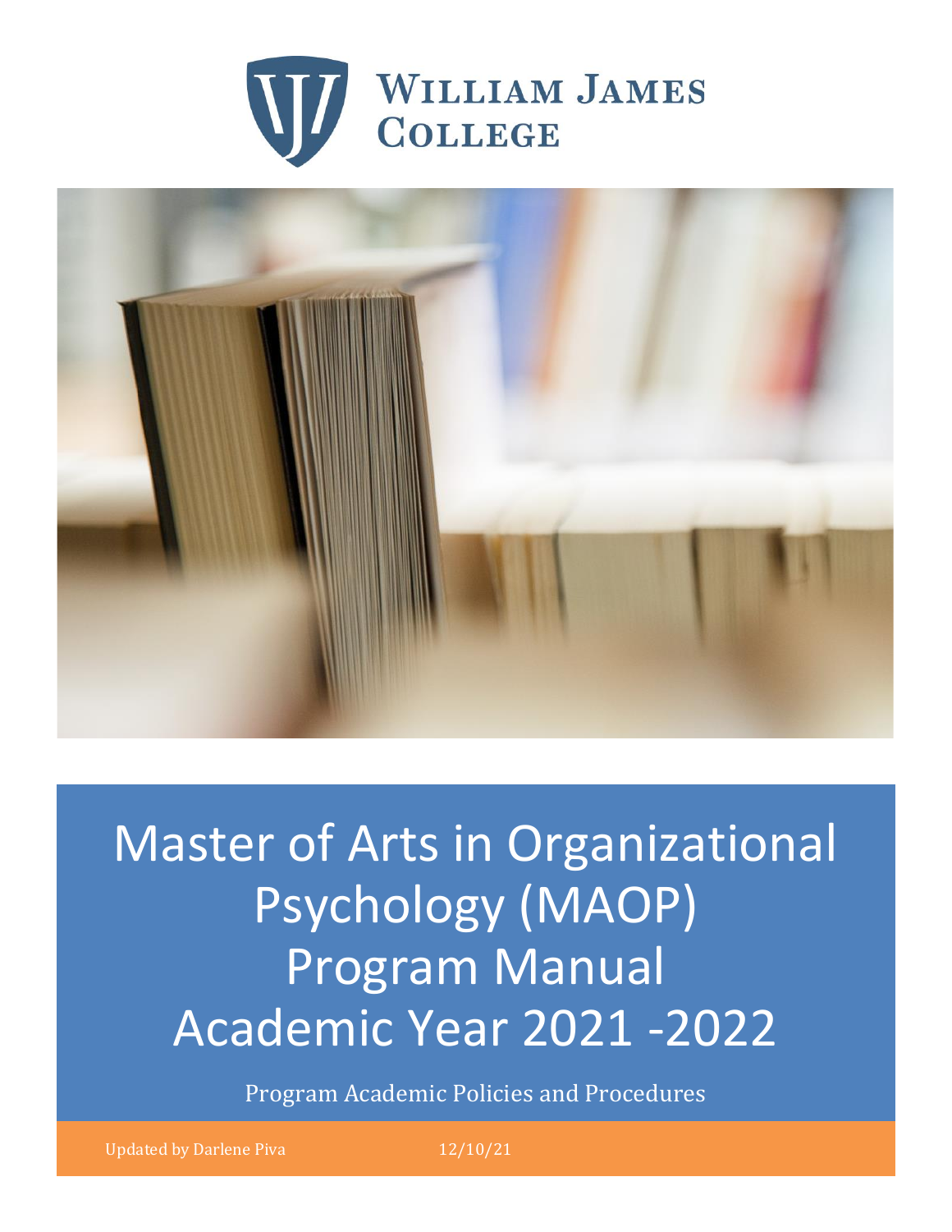# WILLIAM JAMES COLLEGE

# Master of Arts in Organizational Psychology (MAOP) Program Manual Academic Year 2021 -2022

Program Academic Policies and Procedures

Updated by Darlene Piva 12/10/21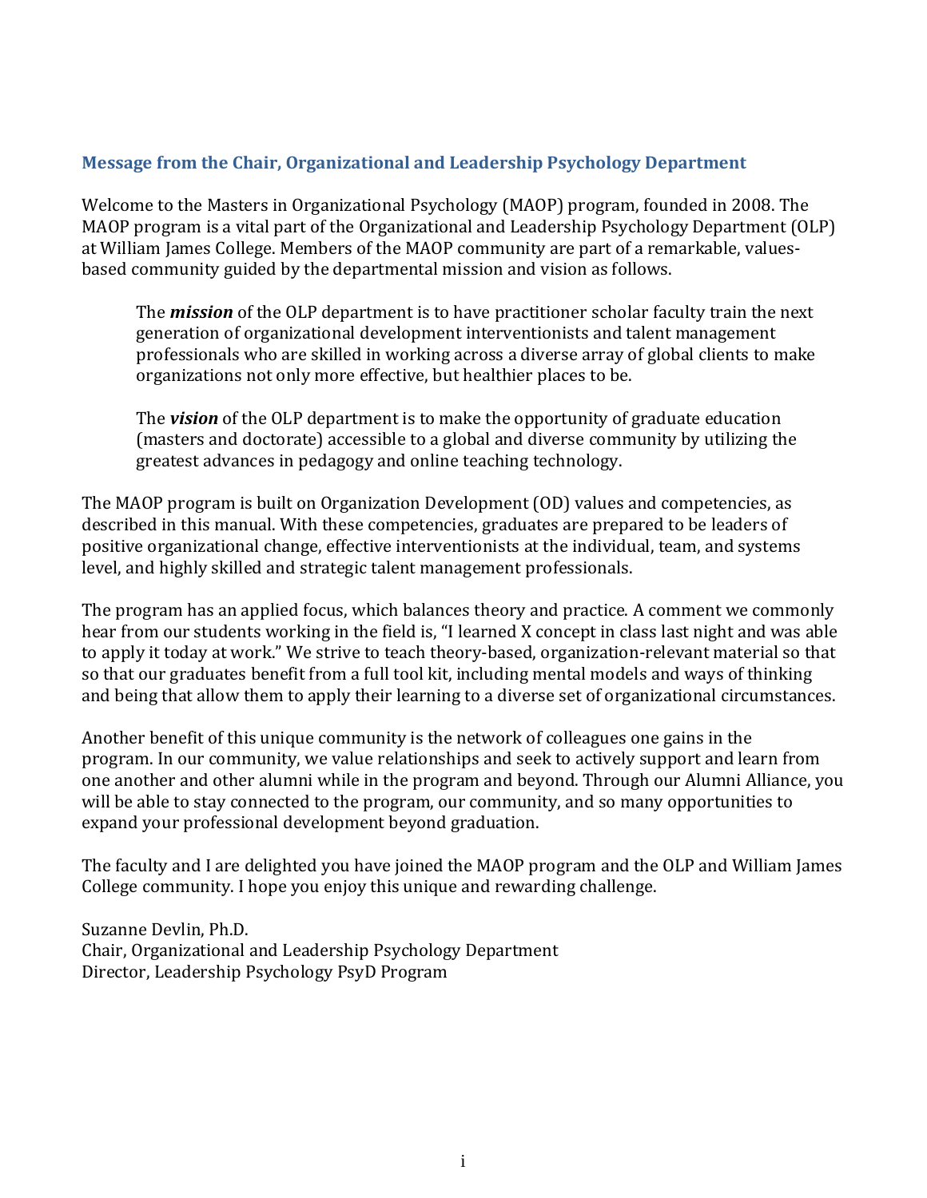## Message from the Chair, Organizational and Leadership Psychology Department

Welcome to the Masters in Organizational Psychology (MAOP) program, founded in 2008. The MAOP program is a vital part of the Organizational and Leadership Psychology Department (OLP) at William James College. Members of the MAOP community are part of a remarkable, values-based community guided by the departmental mission and vision as follows.

> The ***mission*** of the OLP department is to have practitioner scholar faculty train the next generation of organizational development interventionists and talent management professionals who are skilled in working across a diverse array of global clients to make organizations not only more effective, but healthier places to be.
>
> The ***vision*** of the OLP department is to make the opportunity of graduate education (masters and doctorate) accessible to a global and diverse community by utilizing the greatest advances in pedagogy and online teaching technology.

The MAOP program is built on Organization Development (OD) values and competencies, as described in this manual. With these competencies, graduates are prepared to be leaders of positive organizational change, effective interventionists at the individual, team, and systems level, and highly skilled and strategic talent management professionals.

The program has an applied focus, which balances theory and practice. A comment we commonly hear from our students working in the field is, "I learned X concept in class last night and was able to apply it today at work." We strive to teach theory-based, organization-relevant material so that so that our graduates benefit from a full tool kit, including mental models and ways of thinking and being that allow them to apply their learning to a diverse set of organizational circumstances.

Another benefit of this unique community is the network of colleagues one gains in the program. In our community, we value relationships and seek to actively support and learn from one another and other alumni while in the program and beyond. Through our Alumni Alliance, you will be able to stay connected to the program, our community, and so many opportunities to expand your professional development beyond graduation.

The faculty and I are delighted you have joined the MAOP program and the OLP and William James College community. I hope you enjoy this unique and rewarding challenge.

Suzanne Devlin, Ph.D.
Chair, Organizational and Leadership Psychology Department
Director, Leadership Psychology PsyD Program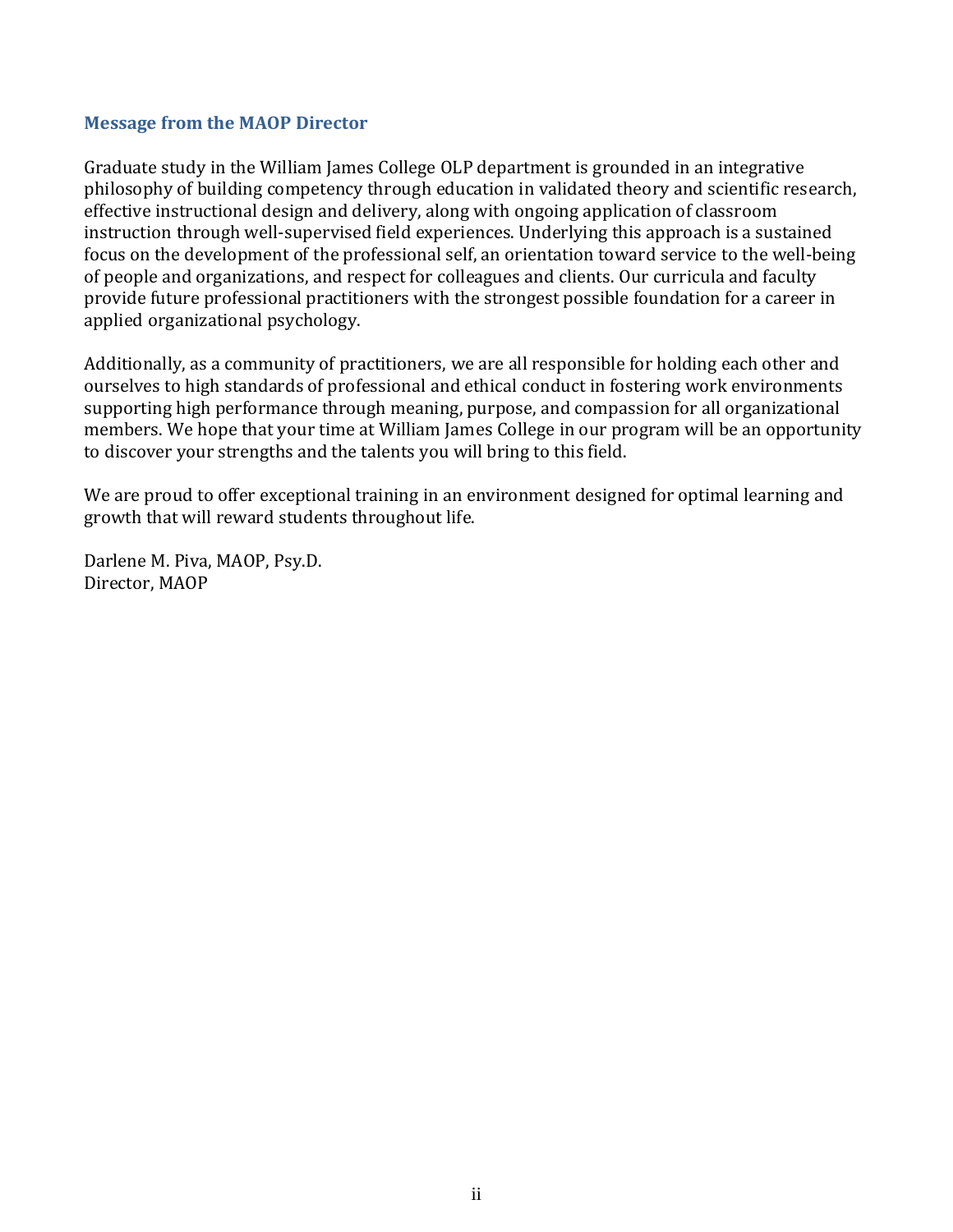## Message from the MAOP Director

Graduate study in the William James College OLP department is grounded in an integrative philosophy of building competency through education in validated theory and scientific research, effective instructional design and delivery, along with ongoing application of classroom instruction through well-supervised field experiences. Underlying this approach is a sustained focus on the development of the professional self, an orientation toward service to the well-being of people and organizations, and respect for colleagues and clients. Our curricula and faculty provide future professional practitioners with the strongest possible foundation for a career in applied organizational psychology.

Additionally, as a community of practitioners, we are all responsible for holding each other and ourselves to high standards of professional and ethical conduct in fostering work environments supporting high performance through meaning, purpose, and compassion for all organizational members. We hope that your time at William James College in our program will be an opportunity to discover your strengths and the talents you will bring to this field.

We are proud to offer exceptional training in an environment designed for optimal learning and growth that will reward students throughout life.

Darlene M. Piva, MAOP, Psy.D.
Director, MAOP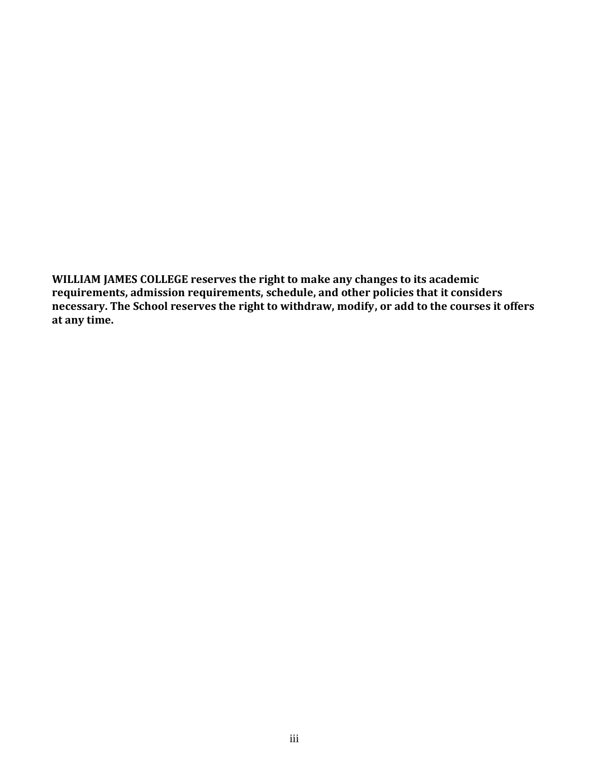**WILLIAM JAMES COLLEGE reserves the right to make any changes to its academic requirements, admission requirements, schedule, and other policies that it considers necessary. The School reserves the right to withdraw, modify, or add to the courses it offers at any time.**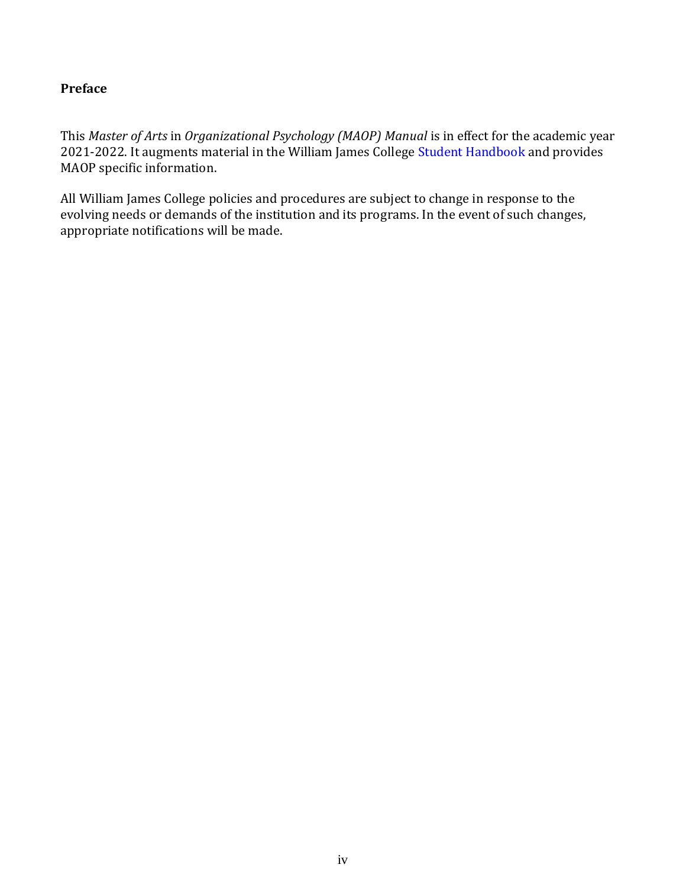# Preface

This *Master of Arts* in *Organizational Psychology (MAOP) Manual* is in effect for the academic year 2021-2022. It augments material in the William James College Student Handbook and provides MAOP specific information.

All William James College policies and procedures are subject to change in response to the evolving needs or demands of the institution and its programs. In the event of such changes, appropriate notifications will be made.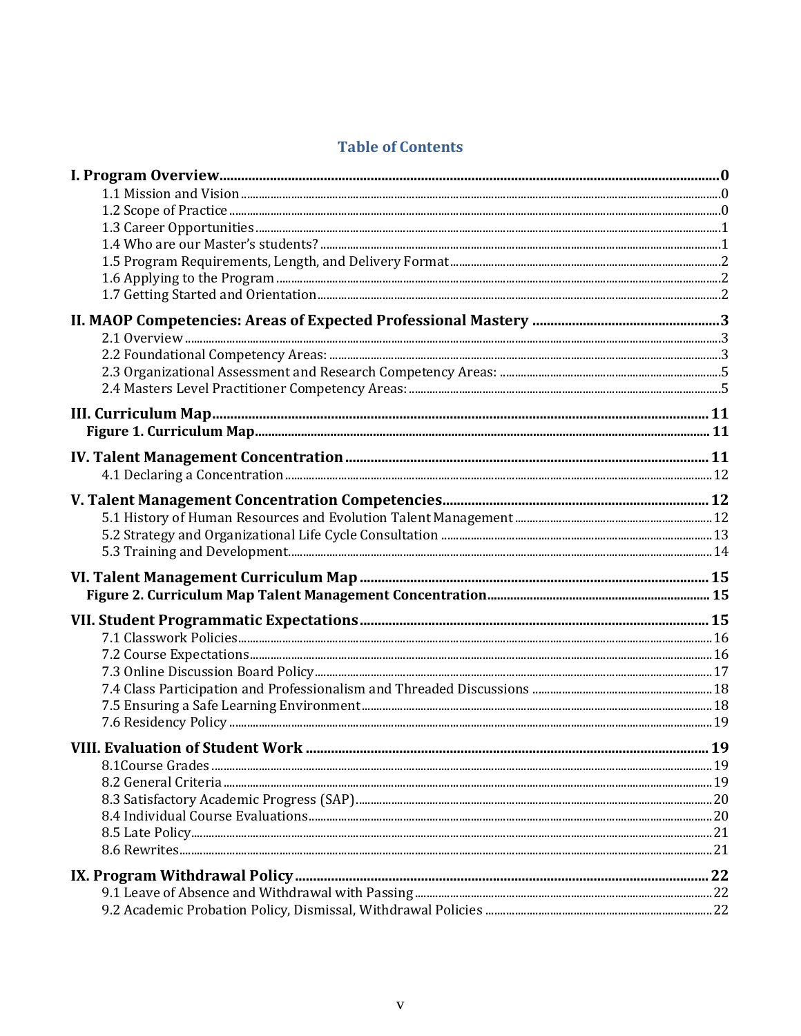## Table of Contents

**I. Program Overview** .......... **0**
- 1.1 Mission and Vision .......... 0
- 1.2 Scope of Practice .......... 0
- 1.3 Career Opportunities .......... 1
- 1.4 Who are our Master's students? .......... 1
- 1.5 Program Requirements, Length, and Delivery Format .......... 2
- 1.6 Applying to the Program .......... 2
- 1.7 Getting Started and Orientation .......... 2

**II. MAOP Competencies: Areas of Expected Professional Mastery** .......... **3**
- 2.1 Overview .......... 3
- 2.2 Foundational Competency Areas: .......... 3
- 2.3 Organizational Assessment and Research Competency Areas: .......... 5
- 2.4 Masters Level Practitioner Competency Areas: .......... 5

**III. Curriculum Map** .......... **11**
- **Figure 1. Curriculum Map** .......... **11**

**IV. Talent Management Concentration** .......... **11**
- 4.1 Declaring a Concentration .......... 12

**V. Talent Management Concentration Competencies** .......... **12**
- 5.1 History of Human Resources and Evolution Talent Management .......... 12
- 5.2 Strategy and Organizational Life Cycle Consultation .......... 13
- 5.3 Training and Development .......... 14

**VI. Talent Management Curriculum Map** .......... **15**
- **Figure 2. Curriculum Map Talent Management Concentration** .......... **15**

**VII. Student Programmatic Expectations** .......... **15**
- 7.1 Classwork Policies .......... 16
- 7.2 Course Expectations .......... 16
- 7.3 Online Discussion Board Policy .......... 17
- 7.4 Class Participation and Professionalism and Threaded Discussions .......... 18
- 7.5 Ensuring a Safe Learning Environment .......... 18
- 7.6 Residency Policy .......... 19

**VIII. Evaluation of Student Work** .......... **19**
- 8.1Course Grades .......... 19
- 8.2 General Criteria .......... 19
- 8.3 Satisfactory Academic Progress (SAP) .......... 20
- 8.4 Individual Course Evaluations .......... 20
- 8.5 Late Policy .......... 21
- 8.6 Rewrites .......... 21

**IX. Program Withdrawal Policy** .......... **22**
- 9.1 Leave of Absence and Withdrawal with Passing .......... 22
- 9.2 Academic Probation Policy, Dismissal, Withdrawal Policies .......... 22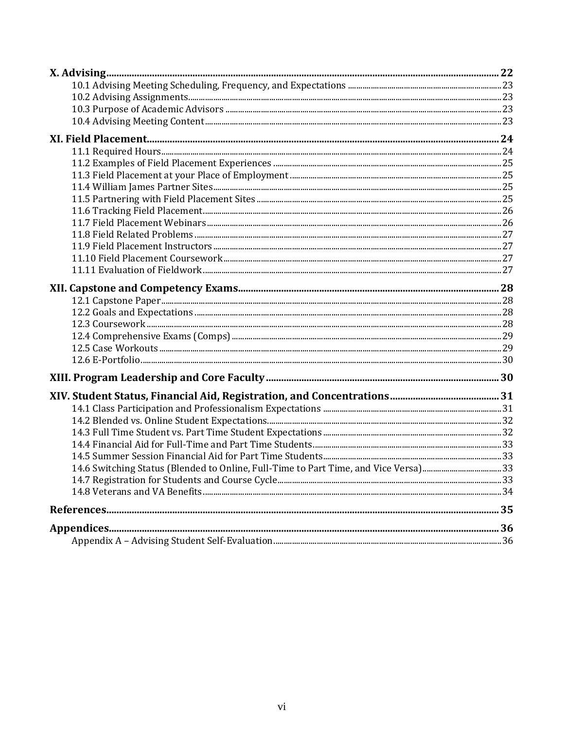**X. Advising** .......... 22

- 10.1 Advising Meeting Scheduling, Frequency, and Expectations .......... 23
- 10.2 Advising Assignments .......... 23
- 10.3 Purpose of Academic Advisors .......... 23
- 10.4 Advising Meeting Content .......... 23

**XI. Field Placement** .......... 24

- 11.1 Required Hours .......... 24
- 11.2 Examples of Field Placement Experiences .......... 25
- 11.3 Field Placement at your Place of Employment .......... 25
- 11.4 William James Partner Sites .......... 25
- 11.5 Partnering with Field Placement Sites .......... 25
- 11.6 Tracking Field Placement .......... 26
- 11.7 Field Placement Webinars .......... 26
- 11.8 Field Related Problems .......... 27
- 11.9 Field Placement Instructors .......... 27
- 11.10 Field Placement Coursework .......... 27
- 11.11 Evaluation of Fieldwork .......... 27

**XII. Capstone and Competency Exams** .......... 28

- 12.1 Capstone Paper .......... 28
- 12.2 Goals and Expectations .......... 28
- 12.3 Coursework .......... 28
- 12.4 Comprehensive Exams (Comps) .......... 29
- 12.5 Case Workouts .......... 29
- 12.6 E-Portfolio .......... 30

**XIII. Program Leadership and Core Faculty** .......... 30

**XIV. Student Status, Financial Aid, Registration, and Concentrations** .......... 31

- 14.1 Class Participation and Professionalism Expectations .......... 31
- 14.2 Blended vs. Online Student Expectations .......... 32
- 14.3 Full Time Student vs. Part Time Student Expectations .......... 32
- 14.4 Financial Aid for Full-Time and Part Time Students .......... 33
- 14.5 Summer Session Financial Aid for Part Time Students .......... 33
- 14.6 Switching Status (Blended to Online, Full-Time to Part Time, and Vice Versa) .......... 33
- 14.7 Registration for Students and Course Cycle .......... 33
- 14.8 Veterans and VA Benefits .......... 34

**References** .......... 35

**Appendices** .......... 36

- Appendix A – Advising Student Self-Evaluation .......... 36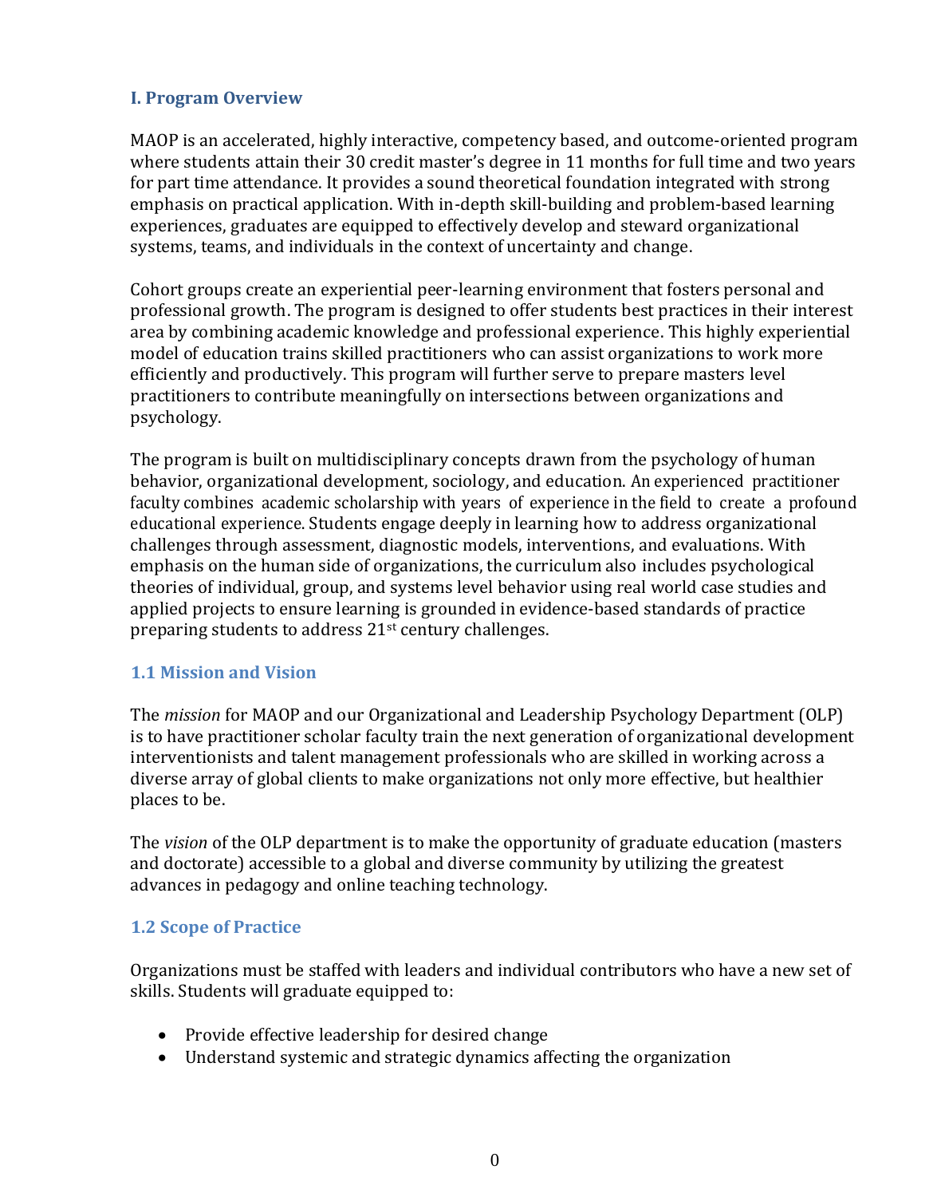## I. Program Overview

MAOP is an accelerated, highly interactive, competency based, and outcome-oriented program where students attain their 30 credit master's degree in 11 months for full time and two years for part time attendance. It provides a sound theoretical foundation integrated with strong emphasis on practical application. With in-depth skill-building and problem-based learning experiences, graduates are equipped to effectively develop and steward organizational systems, teams, and individuals in the context of uncertainty and change.

Cohort groups create an experiential peer-learning environment that fosters personal and professional growth. The program is designed to offer students best practices in their interest area by combining academic knowledge and professional experience. This highly experiential model of education trains skilled practitioners who can assist organizations to work more efficiently and productively. This program will further serve to prepare masters level practitioners to contribute meaningfully on intersections between organizations and psychology.

The program is built on multidisciplinary concepts drawn from the psychology of human behavior, organizational development, sociology, and education. An experienced practitioner faculty combines academic scholarship with years of experience in the field to create a profound educational experience. Students engage deeply in learning how to address organizational challenges through assessment, diagnostic models, interventions, and evaluations. With emphasis on the human side of organizations, the curriculum also includes psychological theories of individual, group, and systems level behavior using real world case studies and applied projects to ensure learning is grounded in evidence-based standards of practice preparing students to address 21st century challenges.

### 1.1 Mission and Vision

The *mission* for MAOP and our Organizational and Leadership Psychology Department (OLP) is to have practitioner scholar faculty train the next generation of organizational development interventionists and talent management professionals who are skilled in working across a diverse array of global clients to make organizations not only more effective, but healthier places to be.

The *vision* of the OLP department is to make the opportunity of graduate education (masters and doctorate) accessible to a global and diverse community by utilizing the greatest advances in pedagogy and online teaching technology.

### 1.2 Scope of Practice

Organizations must be staffed with leaders and individual contributors who have a new set of skills. Students will graduate equipped to:

- Provide effective leadership for desired change
- Understand systemic and strategic dynamics affecting the organization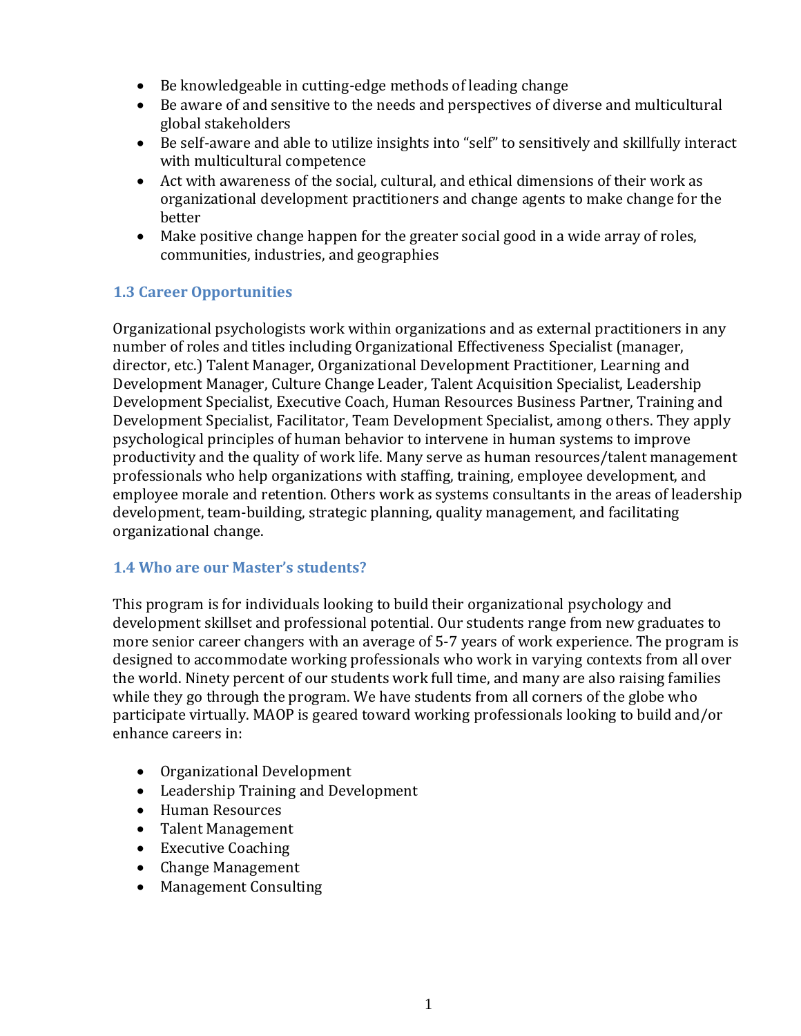- Be knowledgeable in cutting-edge methods of leading change
- Be aware of and sensitive to the needs and perspectives of diverse and multicultural global stakeholders
- Be self-aware and able to utilize insights into "self" to sensitively and skillfully interact with multicultural competence
- Act with awareness of the social, cultural, and ethical dimensions of their work as organizational development practitioners and change agents to make change for the better
- Make positive change happen for the greater social good in a wide array of roles, communities, industries, and geographies

### 1.3 Career Opportunities

Organizational psychologists work within organizations and as external practitioners in any number of roles and titles including Organizational Effectiveness Specialist (manager, director, etc.) Talent Manager, Organizational Development Practitioner, Learning and Development Manager, Culture Change Leader, Talent Acquisition Specialist, Leadership Development Specialist, Executive Coach, Human Resources Business Partner, Training and Development Specialist, Facilitator, Team Development Specialist, among others. They apply psychological principles of human behavior to intervene in human systems to improve productivity and the quality of work life. Many serve as human resources/talent management professionals who help organizations with staffing, training, employee development, and employee morale and retention. Others work as systems consultants in the areas of leadership development, team-building, strategic planning, quality management, and facilitating organizational change.

### 1.4 Who are our Master's students?

This program is for individuals looking to build their organizational psychology and development skillset and professional potential. Our students range from new graduates to more senior career changers with an average of 5-7 years of work experience. The program is designed to accommodate working professionals who work in varying contexts from all over the world. Ninety percent of our students work full time, and many are also raising families while they go through the program. We have students from all corners of the globe who participate virtually. MAOP is geared toward working professionals looking to build and/or enhance careers in:

- Organizational Development
- Leadership Training and Development
- Human Resources
- Talent Management
- Executive Coaching
- Change Management
- Management Consulting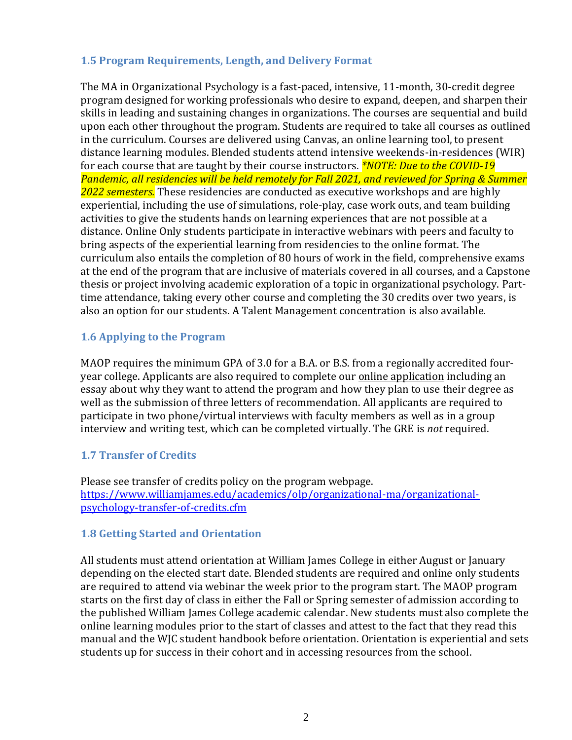### 1.5 Program Requirements, Length, and Delivery Format

The MA in Organizational Psychology is a fast-paced, intensive, 11-month, 30-credit degree program designed for working professionals who desire to expand, deepen, and sharpen their skills in leading and sustaining changes in organizations. The courses are sequential and build upon each other throughout the program. Students are required to take all courses as outlined in the curriculum. Courses are delivered using Canvas, an online learning tool, to present distance learning modules. Blended students attend intensive weekends-in-residences (WIR) for each course that are taught by their course instructors. *\*NOTE: Due to the COVID-19 Pandemic, all residencies will be held remotely for Fall 2021, and reviewed for Spring & Summer 2022 semesters.* These residencies are conducted as executive workshops and are highly experiential, including the use of simulations, role-play, case work outs, and team building activities to give the students hands on learning experiences that are not possible at a distance. Online Only students participate in interactive webinars with peers and faculty to bring aspects of the experiential learning from residencies to the online format. The curriculum also entails the completion of 80 hours of work in the field, comprehensive exams at the end of the program that are inclusive of materials covered in all courses, and a Capstone thesis or project involving academic exploration of a topic in organizational psychology. Part-time attendance, taking every other course and completing the 30 credits over two years, is also an option for our students. A Talent Management concentration is also available.

### 1.6 Applying to the Program

MAOP requires the minimum GPA of 3.0 for a B.A. or B.S. from a regionally accredited four-year college. Applicants are also required to complete our online application including an essay about why they want to attend the program and how they plan to use their degree as well as the submission of three letters of recommendation. All applicants are required to participate in two phone/virtual interviews with faculty members as well as in a group interview and writing test, which can be completed virtually. The GRE is *not* required.

### 1.7 Transfer of Credits

Please see transfer of credits policy on the program webpage.
https://www.williamjames.edu/academics/olp/organizational-ma/organizational-psychology-transfer-of-credits.cfm

### 1.8 Getting Started and Orientation

All students must attend orientation at William James College in either August or January depending on the elected start date. Blended students are required and online only students are required to attend via webinar the week prior to the program start. The MAOP program starts on the first day of class in either the Fall or Spring semester of admission according to the published William James College academic calendar. New students must also complete the online learning modules prior to the start of classes and attest to the fact that they read this manual and the WJC student handbook before orientation. Orientation is experiential and sets students up for success in their cohort and in accessing resources from the school.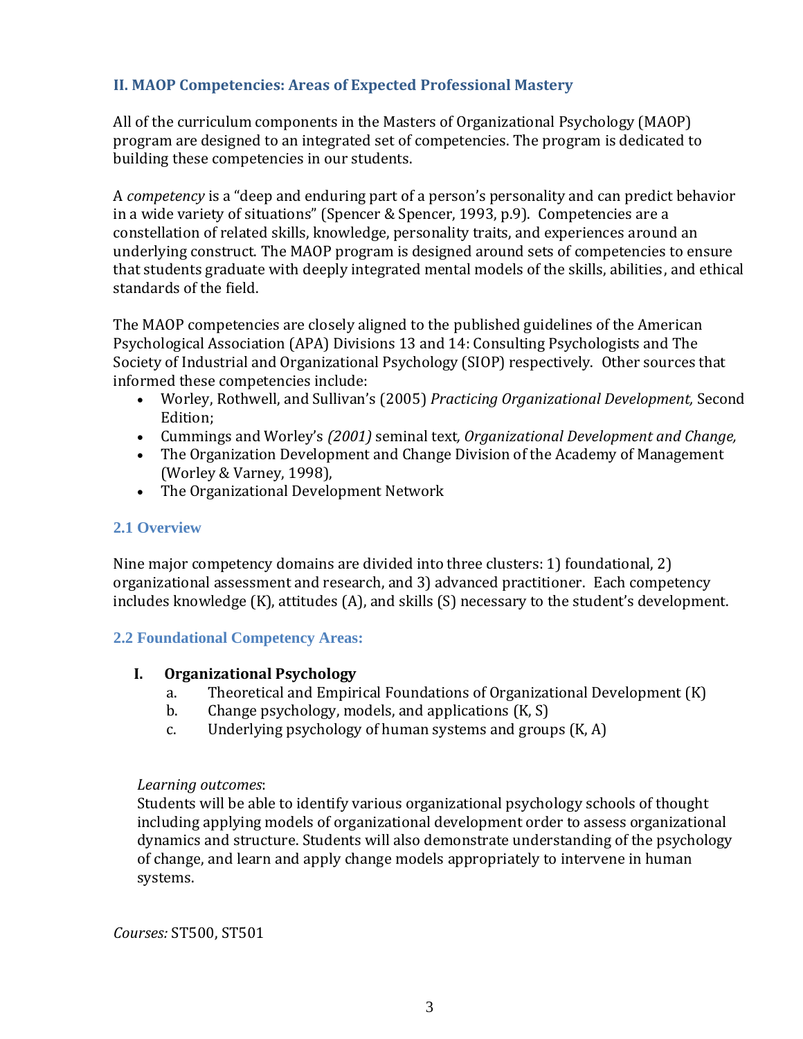## II. MAOP Competencies: Areas of Expected Professional Mastery

All of the curriculum components in the Masters of Organizational Psychology (MAOP) program are designed to an integrated set of competencies. The program is dedicated to building these competencies in our students.

A *competency* is a "deep and enduring part of a person's personality and can predict behavior in a wide variety of situations" (Spencer & Spencer, 1993, p.9). Competencies are a constellation of related skills, knowledge, personality traits, and experiences around an underlying construct. The MAOP program is designed around sets of competencies to ensure that students graduate with deeply integrated mental models of the skills, abilities, and ethical standards of the field.

The MAOP competencies are closely aligned to the published guidelines of the American Psychological Association (APA) Divisions 13 and 14: Consulting Psychologists and The Society of Industrial and Organizational Psychology (SIOP) respectively. Other sources that informed these competencies include:

- Worley, Rothwell, and Sullivan's (2005) *Practicing Organizational Development,* Second Edition;
- Cummings and Worley's *(2001)* seminal text*, Organizational Development and Change,*
- The Organization Development and Change Division of the Academy of Management (Worley & Varney, 1998),
- The Organizational Development Network

### 2.1 Overview

Nine major competency domains are divided into three clusters: 1) foundational, 2) organizational assessment and research, and 3) advanced practitioner. Each competency includes knowledge (K), attitudes (A), and skills (S) necessary to the student's development.

### 2.2 Foundational Competency Areas:

**I. Organizational Psychology**

a. Theoretical and Empirical Foundations of Organizational Development (K)
b. Change psychology, models, and applications (K, S)
c. Underlying psychology of human systems and groups (K, A)

*Learning outcomes*:
Students will be able to identify various organizational psychology schools of thought including applying models of organizational development order to assess organizational dynamics and structure. Students will also demonstrate understanding of the psychology of change, and learn and apply change models appropriately to intervene in human systems.

*Courses:* ST500, ST501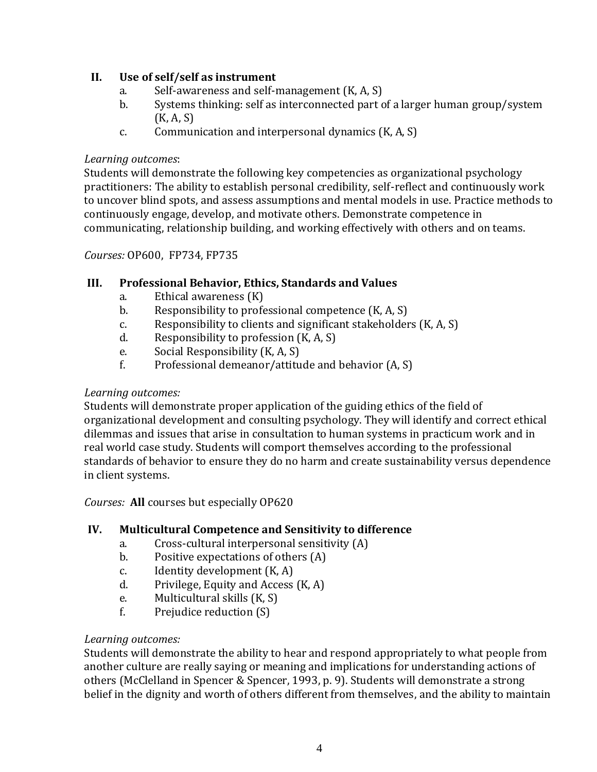## II. Use of self/self as instrument

a. Self-awareness and self-management (K, A, S)
b. Systems thinking: self as interconnected part of a larger human group/system (K, A, S)
c. Communication and interpersonal dynamics (K, A, S)

*Learning outcomes*:
Students will demonstrate the following key competencies as organizational psychology practitioners: The ability to establish personal credibility, self-reflect and continuously work to uncover blind spots, and assess assumptions and mental models in use. Practice methods to continuously engage, develop, and motivate others. Demonstrate competence in communicating, relationship building, and working effectively with others and on teams.

*Courses:* OP600, FP734, FP735

## III. Professional Behavior, Ethics, Standards and Values

a. Ethical awareness (K)
b. Responsibility to professional competence (K, A, S)
c. Responsibility to clients and significant stakeholders (K, A, S)
d. Responsibility to profession (K, A, S)
e. Social Responsibility (K, A, S)
f. Professional demeanor/attitude and behavior (A, S)

*Learning outcomes:*
Students will demonstrate proper application of the guiding ethics of the field of organizational development and consulting psychology. They will identify and correct ethical dilemmas and issues that arise in consultation to human systems in practicum work and in real world case study. Students will comport themselves according to the professional standards of behavior to ensure they do no harm and create sustainability versus dependence in client systems.

*Courses:* **All** courses but especially OP620

## IV. Multicultural Competence and Sensitivity to difference

a. Cross-cultural interpersonal sensitivity (A)
b. Positive expectations of others (A)
c. Identity development (K, A)
d. Privilege, Equity and Access (K, A)
e. Multicultural skills (K, S)
f. Prejudice reduction (S)

*Learning outcomes:*
Students will demonstrate the ability to hear and respond appropriately to what people from another culture are really saying or meaning and implications for understanding actions of others (McClelland in Spencer & Spencer, 1993, p. 9). Students will demonstrate a strong belief in the dignity and worth of others different from themselves, and the ability to maintain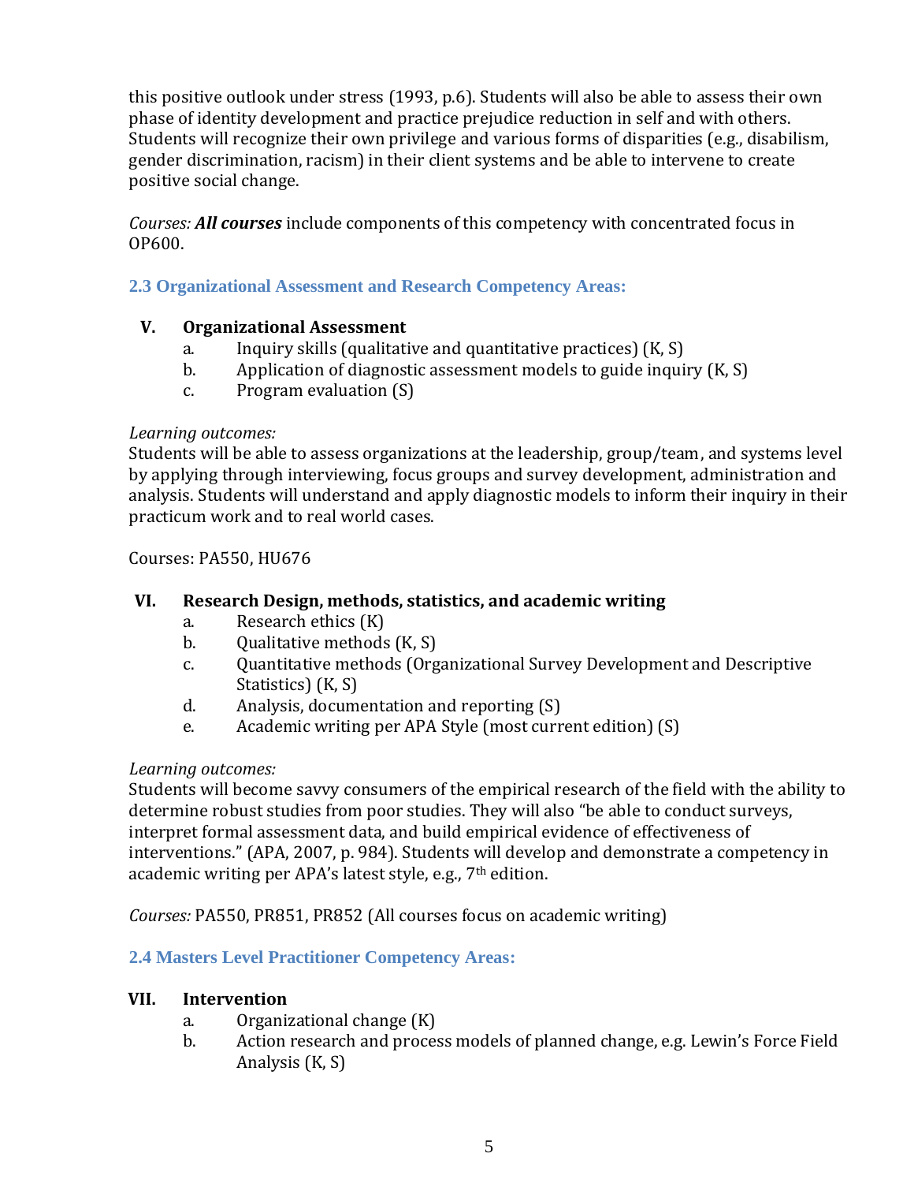this positive outlook under stress (1993, p.6). Students will also be able to assess their own phase of identity development and practice prejudice reduction in self and with others. Students will recognize their own privilege and various forms of disparities (e.g., disabilism, gender discrimination, racism) in their client systems and be able to intervene to create positive social change.

*Courses:* ***All courses*** include components of this competency with concentrated focus in OP600.

### 2.3 Organizational Assessment and Research Competency Areas:

**V. Organizational Assessment**

a. Inquiry skills (qualitative and quantitative practices) (K, S)
b. Application of diagnostic assessment models to guide inquiry (K, S)
c. Program evaluation (S)

*Learning outcomes:*
Students will be able to assess organizations at the leadership, group/team, and systems level by applying through interviewing, focus groups and survey development, administration and analysis. Students will understand and apply diagnostic models to inform their inquiry in their practicum work and to real world cases.

Courses: PA550, HU676

**VI. Research Design, methods, statistics, and academic writing**

a. Research ethics (K)
b. Qualitative methods (K, S)
c. Quantitative methods (Organizational Survey Development and Descriptive Statistics) (K, S)
d. Analysis, documentation and reporting (S)
e. Academic writing per APA Style (most current edition) (S)

*Learning outcomes:*
Students will become savvy consumers of the empirical research of the field with the ability to determine robust studies from poor studies. They will also "be able to conduct surveys, interpret formal assessment data, and build empirical evidence of effectiveness of interventions." (APA, 2007, p. 984). Students will develop and demonstrate a competency in academic writing per APA's latest style, e.g., 7th edition.

*Courses:* PA550, PR851, PR852 (All courses focus on academic writing)

### 2.4 Masters Level Practitioner Competency Areas:

**VII. Intervention**

a. Organizational change (K)
b. Action research and process models of planned change, e.g. Lewin's Force Field Analysis (K, S)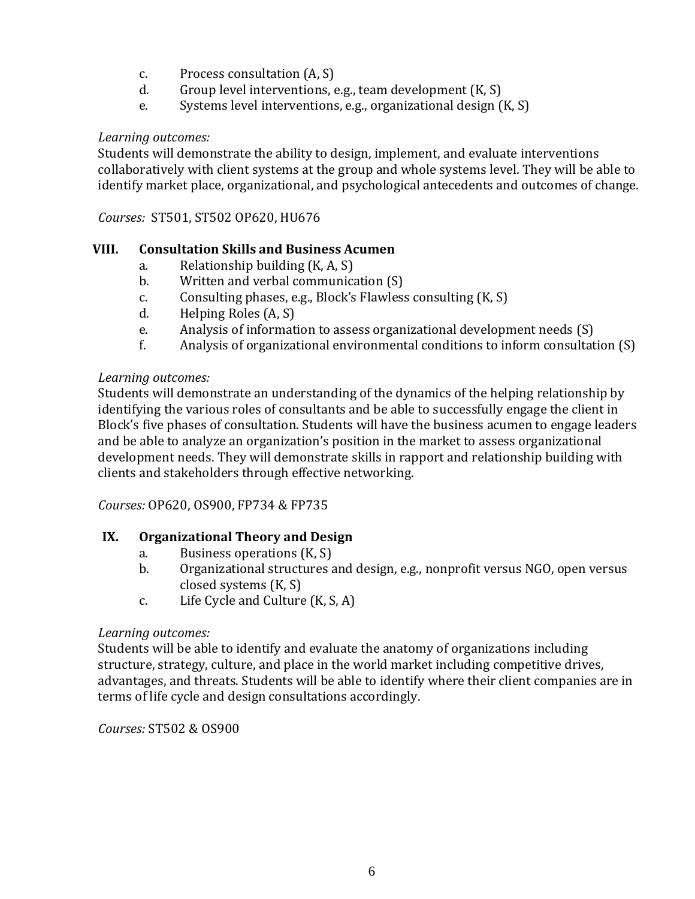c. Process consultation (A, S)
d. Group level interventions, e.g., team development (K, S)
e. Systems level interventions, e.g., organizational design (K, S)

*Learning outcomes:*
Students will demonstrate the ability to design, implement, and evaluate interventions collaboratively with client systems at the group and whole systems level. They will be able to identify market place, organizational, and psychological antecedents and outcomes of change.

*Courses:* ST501, ST502 OP620, HU676

## VIII. Consultation Skills and Business Acumen

a. Relationship building (K, A, S)
b. Written and verbal communication (S)
c. Consulting phases, e.g., Block's Flawless consulting (K, S)
d. Helping Roles (A, S)
e. Analysis of information to assess organizational development needs (S)
f. Analysis of organizational environmental conditions to inform consultation (S)

*Learning outcomes:*
Students will demonstrate an understanding of the dynamics of the helping relationship by identifying the various roles of consultants and be able to successfully engage the client in Block's five phases of consultation. Students will have the business acumen to engage leaders and be able to analyze an organization's position in the market to assess organizational development needs. They will demonstrate skills in rapport and relationship building with clients and stakeholders through effective networking.

*Courses:* OP620, OS900, FP734 & FP735

## IX. Organizational Theory and Design

a. Business operations (K, S)
b. Organizational structures and design, e.g., nonprofit versus NGO, open versus closed systems (K, S)
c. Life Cycle and Culture (K, S, A)

*Learning outcomes:*
Students will be able to identify and evaluate the anatomy of organizations including structure, strategy, culture, and place in the world market including competitive drives, advantages, and threats. Students will be able to identify where their client companies are in terms of life cycle and design consultations accordingly.

*Courses:* ST502 & OS900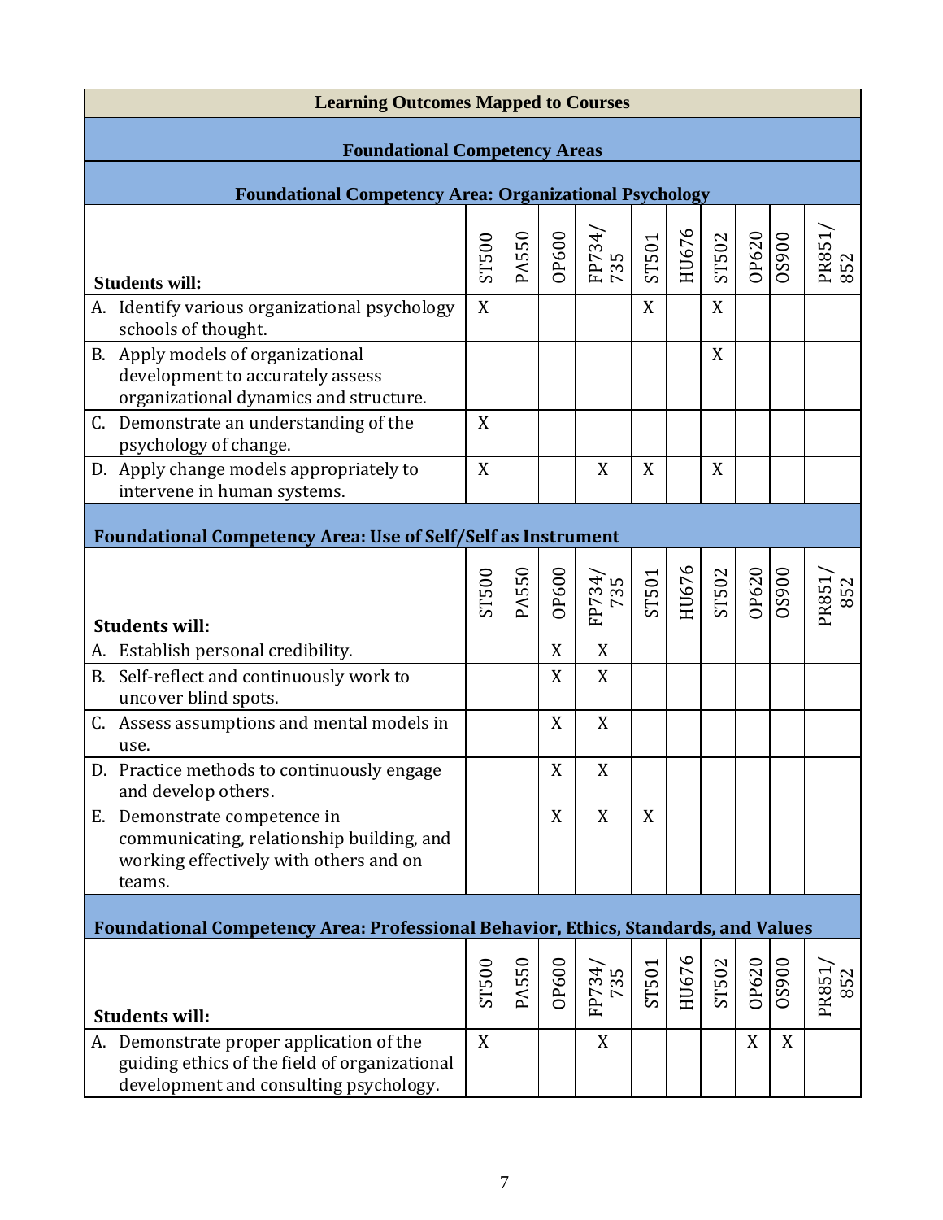## Learning Outcomes Mapped to Courses

### Foundational Competency Areas

### Foundational Competency Area: Organizational Psychology

| Students will: | ST500 | PA550 | OP600 | FP734/735 | ST501 | HU676 | ST502 | OP620 | OS900 | PR851/852 |
|---|---|---|---|---|---|---|---|---|---|---|
| A. Identify various organizational psychology schools of thought. | X | | | | X | | X | | | |
| B. Apply models of organizational development to accurately assess organizational dynamics and structure. | | | | | | | X | | | |
| C. Demonstrate an understanding of the psychology of change. | X | | | | | | | | | |
| D. Apply change models appropriately to intervene in human systems. | X | | | X | X | | X | | | |

### Foundational Competency Area: Use of Self/Self as Instrument

| Students will: | ST500 | PA550 | OP600 | FP734/735 | ST501 | HU676 | ST502 | OP620 | OS900 | PR851/852 |
|---|---|---|---|---|---|---|---|---|---|---|
| A. Establish personal credibility. | | | X | X | | | | | | |
| B. Self-reflect and continuously work to uncover blind spots. | | | X | X | | | | | | |
| C. Assess assumptions and mental models in use. | | | X | X | | | | | | |
| D. Practice methods to continuously engage and develop others. | | | X | X | | | | | | |
| E. Demonstrate competence in communicating, relationship building, and working effectively with others and on teams. | | | X | X | X | | | | | |

### Foundational Competency Area: Professional Behavior, Ethics, Standards, and Values

| Students will: | ST500 | PA550 | OP600 | FP734/735 | ST501 | HU676 | ST502 | OP620 | OS900 | PR851/852 |
|---|---|---|---|---|---|---|---|---|---|---|
| A. Demonstrate proper application of the guiding ethics of the field of organizational development and consulting psychology. | X | | | X | | | | X | X | |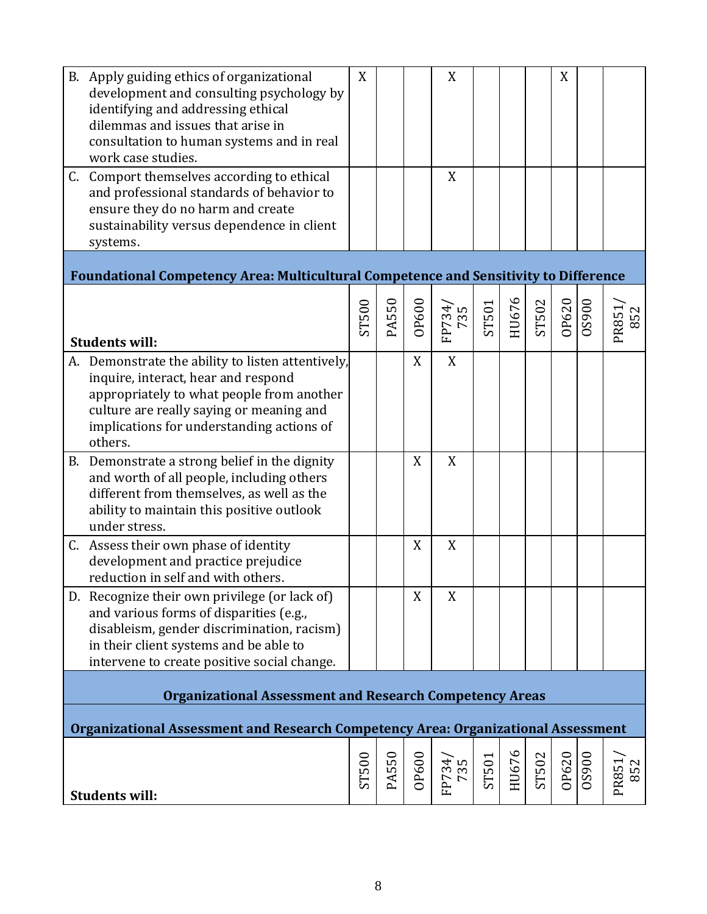| | ST500 | PA550 | OP600 | FP734/ 735 | ST501 | HU676 | ST502 | OP620 | OS900 | PR851/ 852 |
|---|---|---|---|---|---|---|---|---|---|---|
| B. Apply guiding ethics of organizational development and consulting psychology by identifying and addressing ethical dilemmas and issues that arise in consultation to human systems and in real work case studies. | X | | | X | | | | X | | |
| C. Comport themselves according to ethical and professional standards of behavior to ensure they do no harm and create sustainability versus dependence in client systems. | | | | X | | | | | | |

**Foundational Competency Area: Multicultural Competence and Sensitivity to Difference**

| Students will: | ST500 | PA550 | OP600 | FP734/ 735 | ST501 | HU676 | ST502 | OP620 | OS900 | PR851/ 852 |
|---|---|---|---|---|---|---|---|---|---|---|
| A. Demonstrate the ability to listen attentively, inquire, interact, hear and respond appropriately to what people from another culture are really saying or meaning and implications for understanding actions of others. | | | X | X | | | | | | |
| B. Demonstrate a strong belief in the dignity and worth of all people, including others different from themselves, as well as the ability to maintain this positive outlook under stress. | | | X | X | | | | | | |
| C. Assess their own phase of identity development and practice prejudice reduction in self and with others. | | | X | X | | | | | | |
| D. Recognize their own privilege (or lack of) and various forms of disparities (e.g., disableism, gender discrimination, racism) in their client systems and be able to intervene to create positive social change. | | | X | X | | | | | | |

**Organizational Assessment and Research Competency Areas**

**Organizational Assessment and Research Competency Area: Organizational Assessment**

| Students will: | ST500 | PA550 | OP600 | FP734/ 735 | ST501 | HU676 | ST502 | OP620 | OS900 | PR851/ 852 |
|---|---|---|---|---|---|---|---|---|---|---|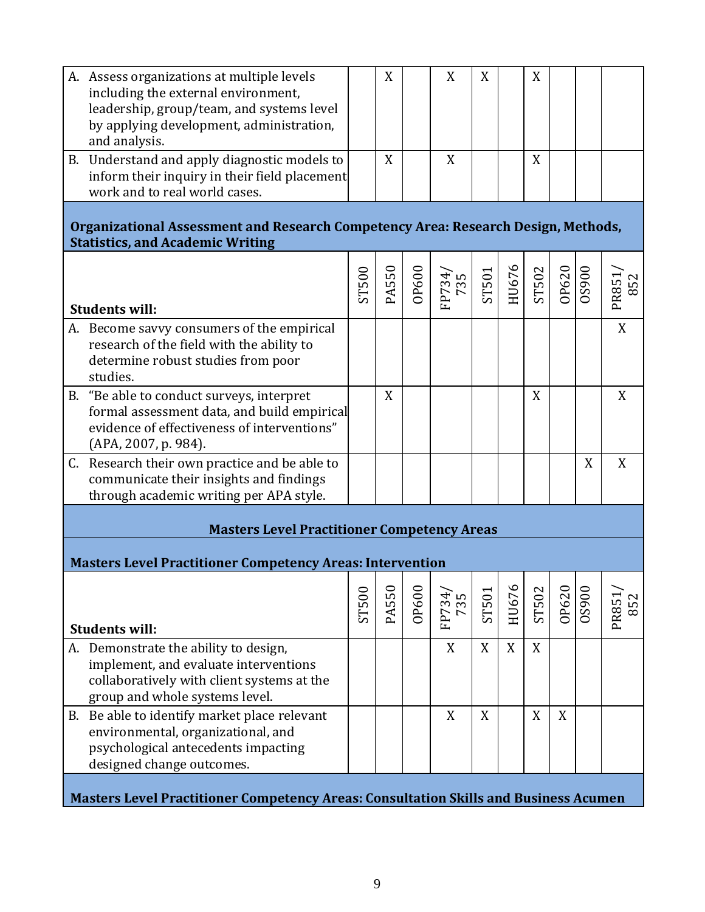| | ST500 | PA550 | OP600 | FP734/735 | ST501 | HU676 | ST502 | OP620 | OS900 | PR851/852 |
|---|---|---|---|---|---|---|---|---|---|---|
| A. Assess organizations at multiple levels including the external environment, leadership, group/team, and systems level by applying development, administration, and analysis. | | X | | X | X | | X | | | |
| B. Understand and apply diagnostic models to inform their inquiry in their field placement work and to real world cases. | | X | | X | | | X | | | |

**Organizational Assessment and Research Competency Area: Research Design, Methods, Statistics, and Academic Writing**

| Students will: | ST500 | PA550 | OP600 | FP734/735 | ST501 | HU676 | ST502 | OP620 | OS900 | PR851/852 |
|---|---|---|---|---|---|---|---|---|---|---|
| A. Become savvy consumers of the empirical research of the field with the ability to determine robust studies from poor studies. | | | | | | | | | | X |
| B. "Be able to conduct surveys, interpret formal assessment data, and build empirical evidence of effectiveness of interventions" (APA, 2007, p. 984). | | X | | | | | X | | | X |
| C. Research their own practice and be able to communicate their insights and findings through academic writing per APA style. | | | | | | | | | X | X |

**Masters Level Practitioner Competency Areas**

**Masters Level Practitioner Competency Areas: Intervention**

| Students will: | ST500 | PA550 | OP600 | FP734/735 | ST501 | HU676 | ST502 | OP620 | OS900 | PR851/852 |
|---|---|---|---|---|---|---|---|---|---|---|
| A. Demonstrate the ability to design, implement, and evaluate interventions collaboratively with client systems at the group and whole systems level. | | | | X | X | X | X | | | |
| B. Be able to identify market place relevant environmental, organizational, and psychological antecedents impacting designed change outcomes. | | | | X | X | | X | X | | |

**Masters Level Practitioner Competency Areas: Consultation Skills and Business Acumen**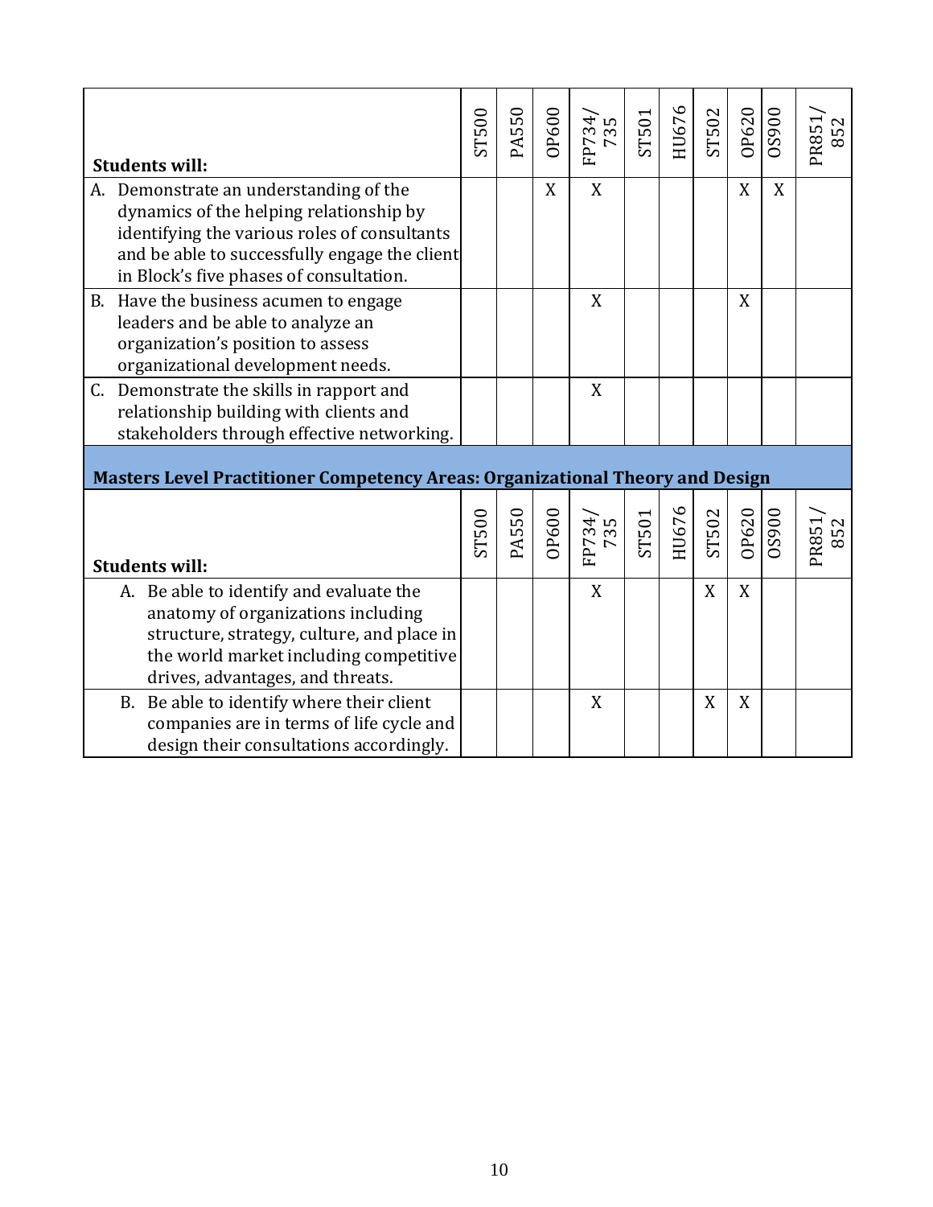| Students will: | ST500 | PA550 | OP600 | FP734/735 | ST501 | HU676 | ST502 | OP620 | OS900 | PR851/852 |
|---|---|---|---|---|---|---|---|---|---|---|
| A. Demonstrate an understanding of the dynamics of the helping relationship by identifying the various roles of consultants and be able to successfully engage the client in Block's five phases of consultation. | | | X | X | | | | X | X | |
| B. Have the business acumen to engage leaders and be able to analyze an organization's position to assess organizational development needs. | | | | X | | | | X | | |
| C. Demonstrate the skills in rapport and relationship building with clients and stakeholders through effective networking. | | | | X | | | | | | |

**Masters Level Practitioner Competency Areas: Organizational Theory and Design**

| Students will: | ST500 | PA550 | OP600 | FP734/735 | ST501 | HU676 | ST502 | OP620 | OS900 | PR851/852 |
|---|---|---|---|---|---|---|---|---|---|---|
| A. Be able to identify and evaluate the anatomy of organizations including structure, strategy, culture, and place in the world market including competitive drives, advantages, and threats. | | | | X | | | X | X | | |
| B. Be able to identify where their client companies are in terms of life cycle and design their consultations accordingly. | | | | X | | | X | X | | |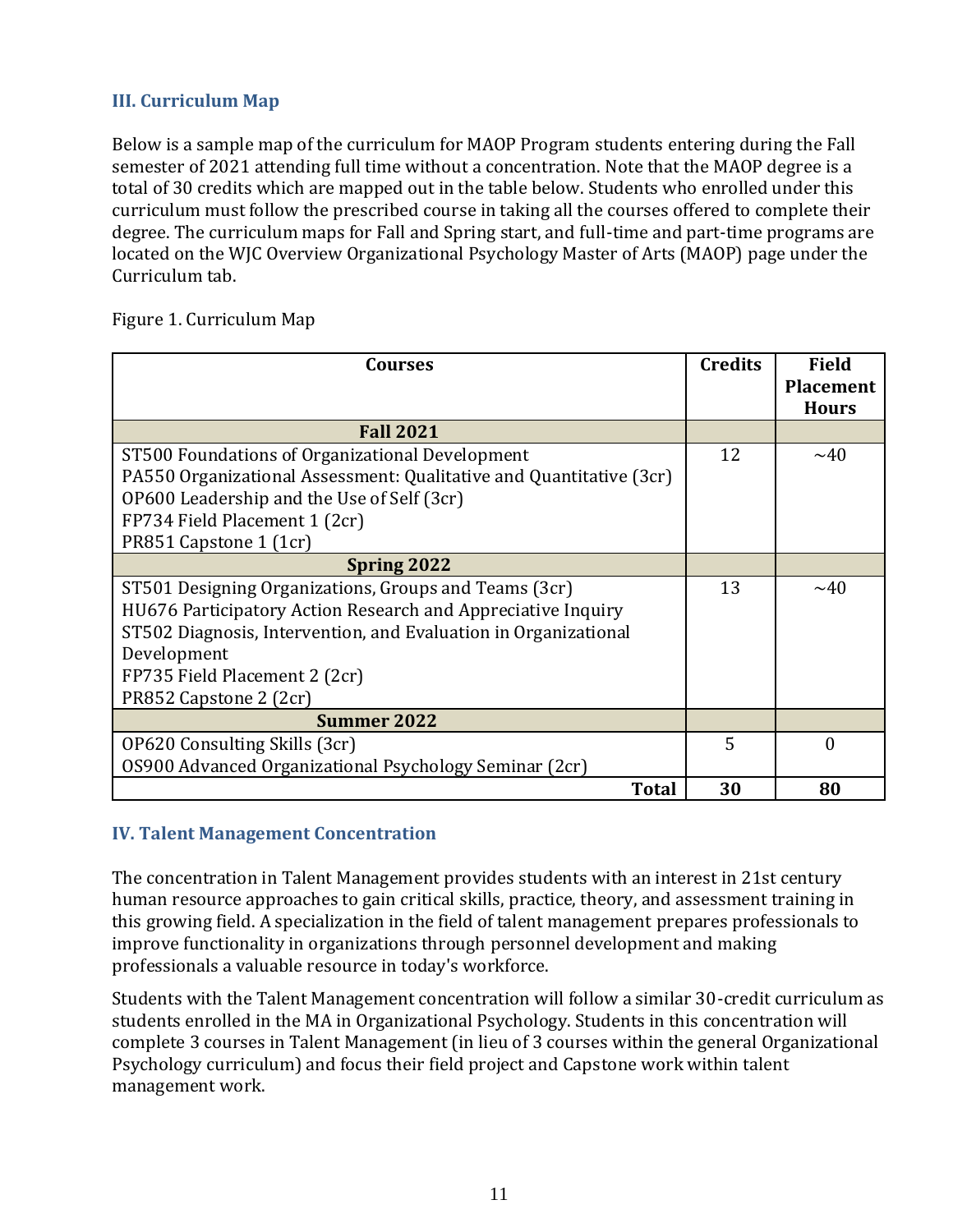### III. Curriculum Map

Below is a sample map of the curriculum for MAOP Program students entering during the Fall semester of 2021 attending full time without a concentration. Note that the MAOP degree is a total of 30 credits which are mapped out in the table below. Students who enrolled under this curriculum must follow the prescribed course in taking all the courses offered to complete their degree. The curriculum maps for Fall and Spring start, and full-time and part-time programs are located on the WJC Overview Organizational Psychology Master of Arts (MAOP) page under the Curriculum tab.

Figure 1. Curriculum Map

| Courses | Credits | Field Placement Hours |
|---|---|---|
| **Fall 2021** | | |
| ST500 Foundations of Organizational Development<br>PA550 Organizational Assessment: Qualitative and Quantitative (3cr)<br>OP600 Leadership and the Use of Self (3cr)<br>FP734 Field Placement 1 (2cr)<br>PR851 Capstone 1 (1cr) | 12 | ~40 |
| **Spring 2022** | | |
| ST501 Designing Organizations, Groups and Teams (3cr)<br>HU676 Participatory Action Research and Appreciative Inquiry<br>ST502 Diagnosis, Intervention, and Evaluation in Organizational Development<br>FP735 Field Placement 2 (2cr)<br>PR852 Capstone 2 (2cr) | 13 | ~40 |
| **Summer 2022** | | |
| OP620 Consulting Skills (3cr)<br>OS900 Advanced Organizational Psychology Seminar (2cr) | 5 | 0 |
| **Total** | **30** | **80** |

### IV. Talent Management Concentration

The concentration in Talent Management provides students with an interest in 21st century human resource approaches to gain critical skills, practice, theory, and assessment training in this growing field. A specialization in the field of talent management prepares professionals to improve functionality in organizations through personnel development and making professionals a valuable resource in today's workforce.

Students with the Talent Management concentration will follow a similar 30-credit curriculum as students enrolled in the MA in Organizational Psychology. Students in this concentration will complete 3 courses in Talent Management (in lieu of 3 courses within the general Organizational Psychology curriculum) and focus their field project and Capstone work within talent management work.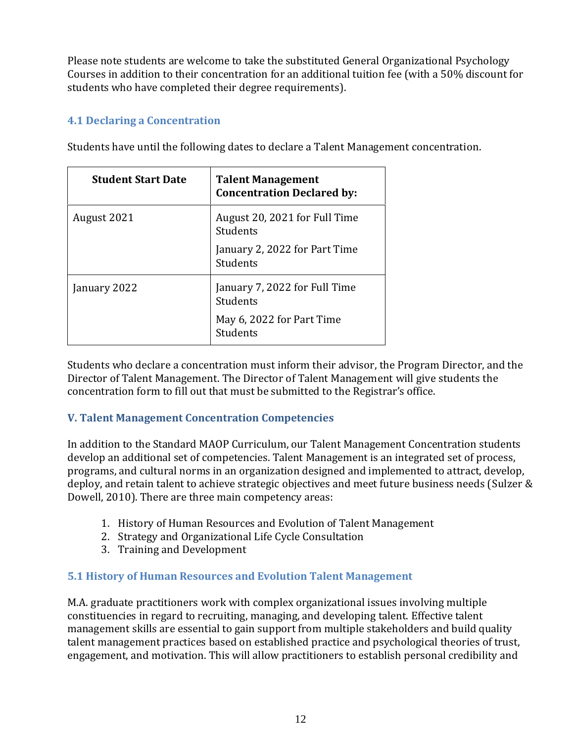Please note students are welcome to take the substituted General Organizational Psychology Courses in addition to their concentration for an additional tuition fee (with a 50% discount for students who have completed their degree requirements).

### 4.1 Declaring a Concentration

Students have until the following dates to declare a Talent Management concentration.

| Student Start Date | Talent Management Concentration Declared by: |
|---|---|
| August 2021 | August 20, 2021 for Full Time Students<br><br>January 2, 2022 for Part Time Students |
| January 2022 | January 7, 2022 for Full Time Students<br><br>May 6, 2022 for Part Time Students |

Students who declare a concentration must inform their advisor, the Program Director, and the Director of Talent Management. The Director of Talent Management will give students the concentration form to fill out that must be submitted to the Registrar's office.

## V. Talent Management Concentration Competencies

In addition to the Standard MAOP Curriculum, our Talent Management Concentration students develop an additional set of competencies. Talent Management is an integrated set of process, programs, and cultural norms in an organization designed and implemented to attract, develop, deploy, and retain talent to achieve strategic objectives and meet future business needs (Sulzer & Dowell, 2010). There are three main competency areas:

1. History of Human Resources and Evolution of Talent Management
2. Strategy and Organizational Life Cycle Consultation
3. Training and Development

### 5.1 History of Human Resources and Evolution Talent Management

M.A. graduate practitioners work with complex organizational issues involving multiple constituencies in regard to recruiting, managing, and developing talent. Effective talent management skills are essential to gain support from multiple stakeholders and build quality talent management practices based on established practice and psychological theories of trust, engagement, and motivation. This will allow practitioners to establish personal credibility and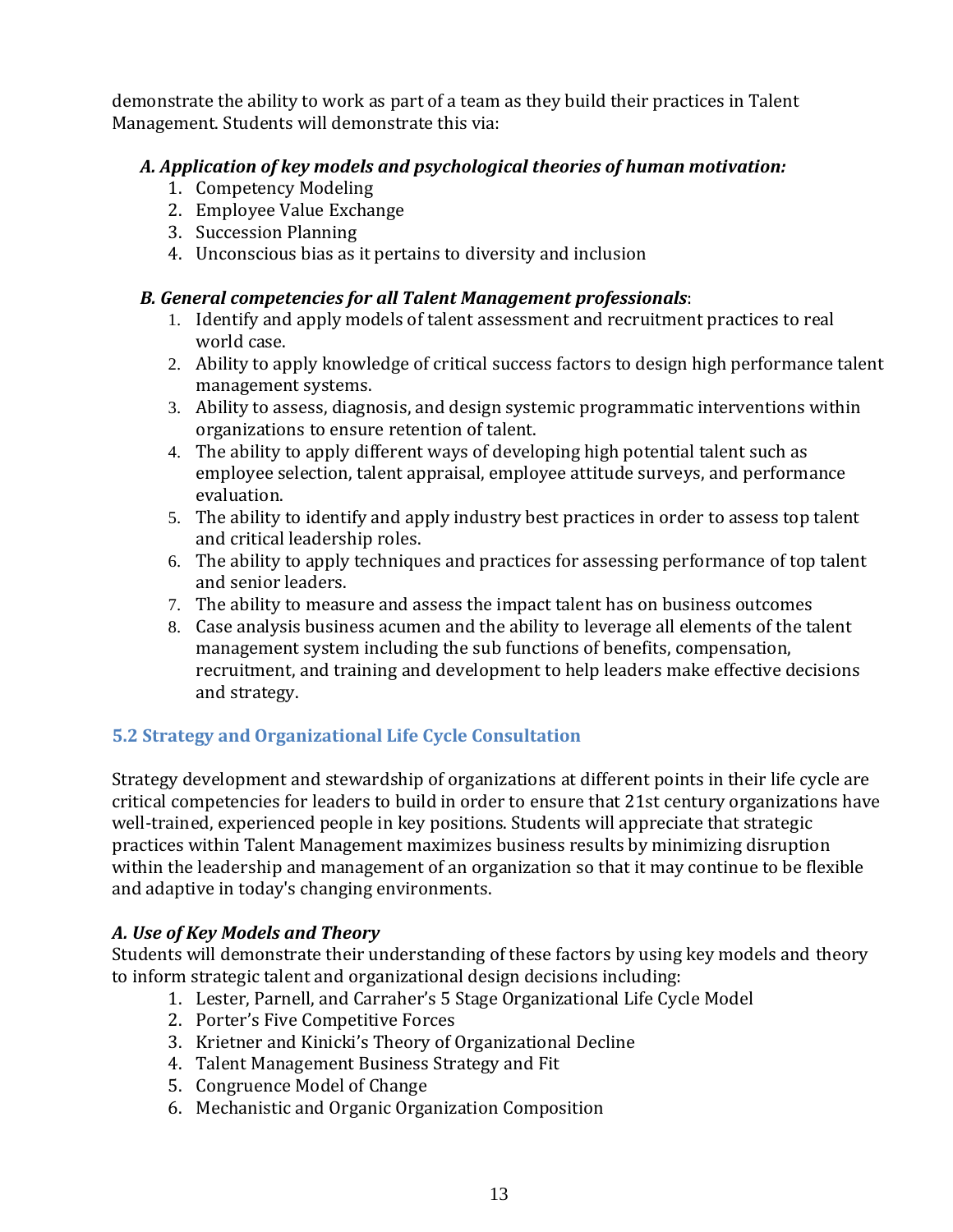demonstrate the ability to work as part of a team as they build their practices in Talent Management. Students will demonstrate this via:

***A. Application of key models and psychological theories of human motivation:***

1. Competency Modeling
2. Employee Value Exchange
3. Succession Planning
4. Unconscious bias as it pertains to diversity and inclusion

***B. General competencies for all Talent Management professionals***:

1. Identify and apply models of talent assessment and recruitment practices to real world case.
2. Ability to apply knowledge of critical success factors to design high performance talent management systems.
3. Ability to assess, diagnosis, and design systemic programmatic interventions within organizations to ensure retention of talent.
4. The ability to apply different ways of developing high potential talent such as employee selection, talent appraisal, employee attitude surveys, and performance evaluation.
5. The ability to identify and apply industry best practices in order to assess top talent and critical leadership roles.
6. The ability to apply techniques and practices for assessing performance of top talent and senior leaders.
7. The ability to measure and assess the impact talent has on business outcomes
8. Case analysis business acumen and the ability to leverage all elements of the talent management system including the sub functions of benefits, compensation, recruitment, and training and development to help leaders make effective decisions and strategy.

### 5.2 Strategy and Organizational Life Cycle Consultation

Strategy development and stewardship of organizations at different points in their life cycle are critical competencies for leaders to build in order to ensure that 21st century organizations have well-trained, experienced people in key positions. Students will appreciate that strategic practices within Talent Management maximizes business results by minimizing disruption within the leadership and management of an organization so that it may continue to be flexible and adaptive in today's changing environments.

***A. Use of Key Models and Theory***

Students will demonstrate their understanding of these factors by using key models and theory to inform strategic talent and organizational design decisions including:

1. Lester, Parnell, and Carraher's 5 Stage Organizational Life Cycle Model
2. Porter's Five Competitive Forces
3. Krietner and Kinicki's Theory of Organizational Decline
4. Talent Management Business Strategy and Fit
5. Congruence Model of Change
6. Mechanistic and Organic Organization Composition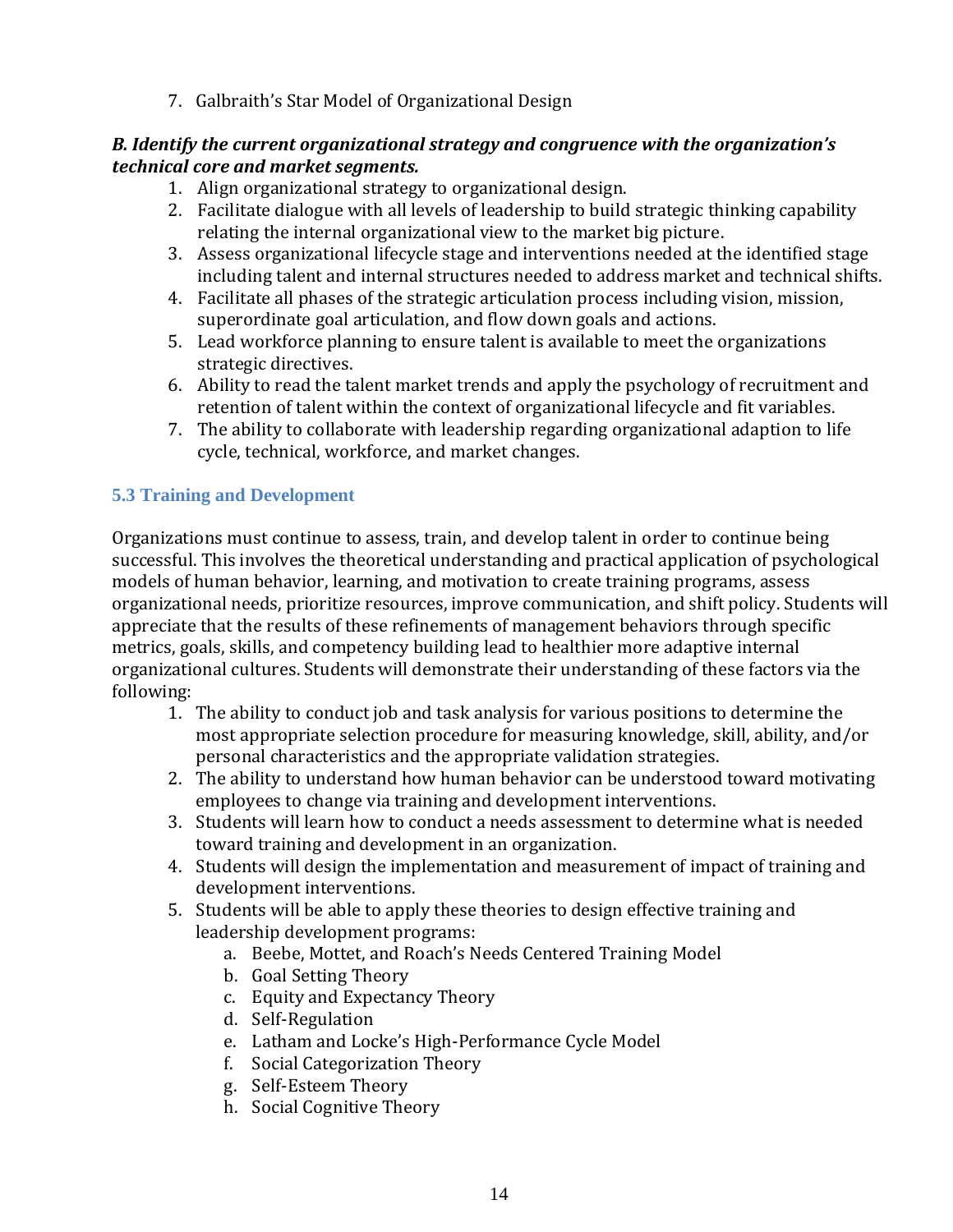7. Galbraith's Star Model of Organizational Design

***B. Identify the current organizational strategy and congruence with the organization's technical core and market segments.***

1. Align organizational strategy to organizational design.
2. Facilitate dialogue with all levels of leadership to build strategic thinking capability relating the internal organizational view to the market big picture.
3. Assess organizational lifecycle stage and interventions needed at the identified stage including talent and internal structures needed to address market and technical shifts.
4. Facilitate all phases of the strategic articulation process including vision, mission, superordinate goal articulation, and flow down goals and actions.
5. Lead workforce planning to ensure talent is available to meet the organizations strategic directives.
6. Ability to read the talent market trends and apply the psychology of recruitment and retention of talent within the context of organizational lifecycle and fit variables.
7. The ability to collaborate with leadership regarding organizational adaption to life cycle, technical, workforce, and market changes.

### 5.3 Training and Development

Organizations must continue to assess, train, and develop talent in order to continue being successful. This involves the theoretical understanding and practical application of psychological models of human behavior, learning, and motivation to create training programs, assess organizational needs, prioritize resources, improve communication, and shift policy. Students will appreciate that the results of these refinements of management behaviors through specific metrics, goals, skills, and competency building lead to healthier more adaptive internal organizational cultures. Students will demonstrate their understanding of these factors via the following:

1. The ability to conduct job and task analysis for various positions to determine the most appropriate selection procedure for measuring knowledge, skill, ability, and/or personal characteristics and the appropriate validation strategies.
2. The ability to understand how human behavior can be understood toward motivating employees to change via training and development interventions.
3. Students will learn how to conduct a needs assessment to determine what is needed toward training and development in an organization.
4. Students will design the implementation and measurement of impact of training and development interventions.
5. Students will be able to apply these theories to design effective training and leadership development programs:
    a. Beebe, Mottet, and Roach's Needs Centered Training Model
    b. Goal Setting Theory
    c. Equity and Expectancy Theory
    d. Self-Regulation
    e. Latham and Locke's High-Performance Cycle Model
    f. Social Categorization Theory
    g. Self-Esteem Theory
    h. Social Cognitive Theory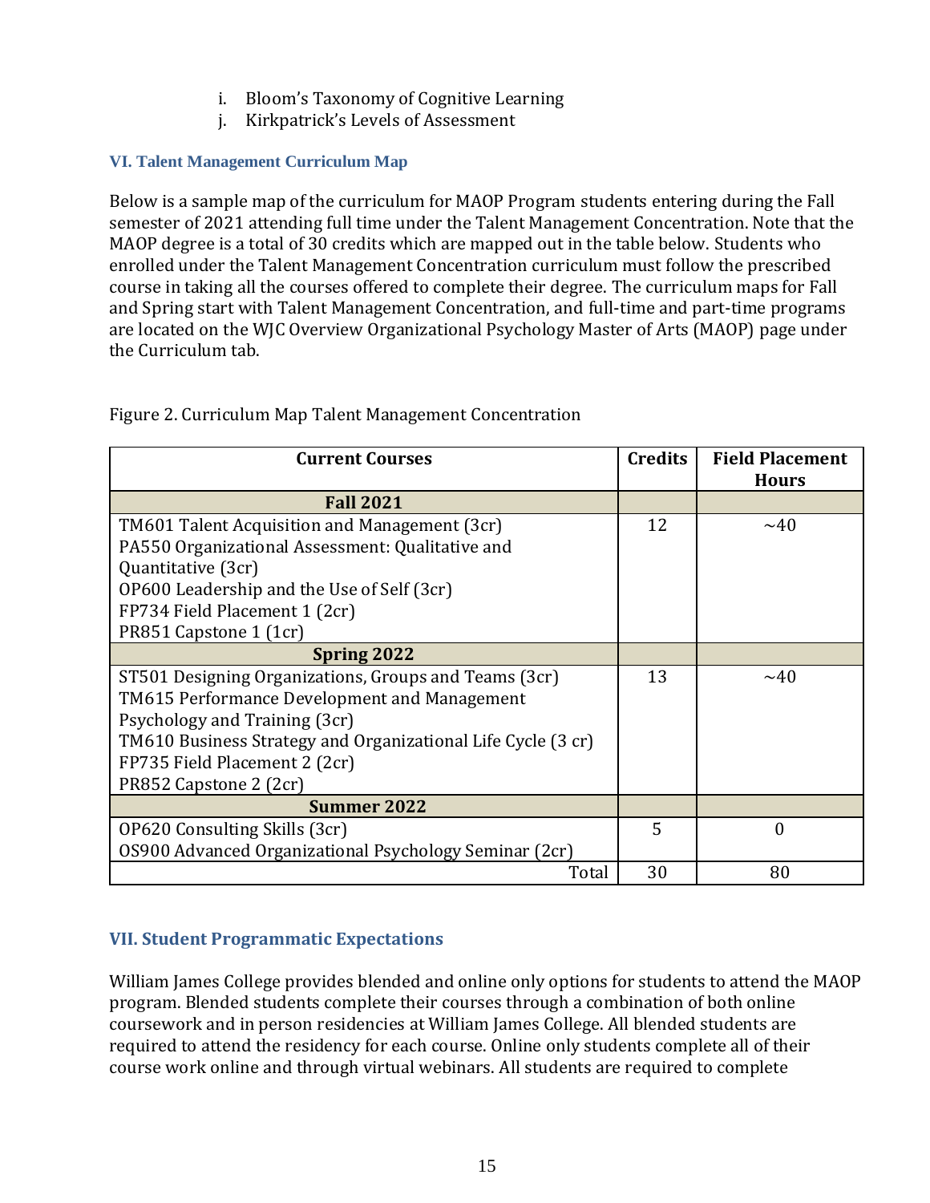i. Bloom's Taxonomy of Cognitive Learning
j. Kirkpatrick's Levels of Assessment

### VI. Talent Management Curriculum Map

Below is a sample map of the curriculum for MAOP Program students entering during the Fall semester of 2021 attending full time under the Talent Management Concentration. Note that the MAOP degree is a total of 30 credits which are mapped out in the table below. Students who enrolled under the Talent Management Concentration curriculum must follow the prescribed course in taking all the courses offered to complete their degree. The curriculum maps for Fall and Spring start with Talent Management Concentration, and full-time and part-time programs are located on the WJC Overview Organizational Psychology Master of Arts (MAOP) page under the Curriculum tab.

Figure 2. Curriculum Map Talent Management Concentration

| Current Courses | Credits | Field Placement Hours |
|---|---|---|
| **Fall 2021** | | |
| TM601 Talent Acquisition and Management (3cr)<br>PA550 Organizational Assessment: Qualitative and Quantitative (3cr)<br>OP600 Leadership and the Use of Self (3cr)<br>FP734 Field Placement 1 (2cr)<br>PR851 Capstone 1 (1cr) | 12 | ~40 |
| **Spring 2022** | | |
| ST501 Designing Organizations, Groups and Teams (3cr)<br>TM615 Performance Development and Management Psychology and Training (3cr)<br>TM610 Business Strategy and Organizational Life Cycle (3 cr)<br>FP735 Field Placement 2 (2cr)<br>PR852 Capstone 2 (2cr) | 13 | ~40 |
| **Summer 2022** | | |
| OP620 Consulting Skills (3cr)<br>OS900 Advanced Organizational Psychology Seminar (2cr) | 5 | 0 |
| Total | 30 | 80 |

### VII. Student Programmatic Expectations

William James College provides blended and online only options for students to attend the MAOP program. Blended students complete their courses through a combination of both online coursework and in person residencies at William James College. All blended students are required to attend the residency for each course. Online only students complete all of their course work online and through virtual webinars. All students are required to complete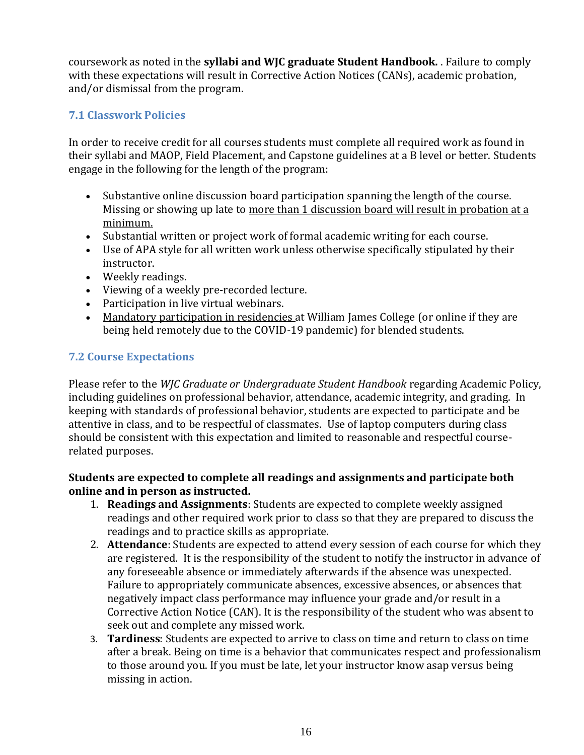coursework as noted in the **syllabi and WJC graduate Student Handbook.** . Failure to comply with these expectations will result in Corrective Action Notices (CANs), academic probation, and/or dismissal from the program.

### 7.1 Classwork Policies

In order to receive credit for all courses students must complete all required work as found in their syllabi and MAOP, Field Placement, and Capstone guidelines at a B level or better. Students engage in the following for the length of the program:

- Substantive online discussion board participation spanning the length of the course. Missing or showing up late to more than 1 discussion board will result in probation at a minimum.
- Substantial written or project work of formal academic writing for each course.
- Use of APA style for all written work unless otherwise specifically stipulated by their instructor.
- Weekly readings.
- Viewing of a weekly pre-recorded lecture.
- Participation in live virtual webinars.
- Mandatory participation in residencies at William James College (or online if they are being held remotely due to the COVID-19 pandemic) for blended students.

### 7.2 Course Expectations

Please refer to the *WJC Graduate or Undergraduate Student Handbook* regarding Academic Policy, including guidelines on professional behavior, attendance, academic integrity, and grading. In keeping with standards of professional behavior, students are expected to participate and be attentive in class, and to be respectful of classmates. Use of laptop computers during class should be consistent with this expectation and limited to reasonable and respectful course-related purposes.

**Students are expected to complete all readings and assignments and participate both online and in person as instructed.**

1. **Readings and Assignments**: Students are expected to complete weekly assigned readings and other required work prior to class so that they are prepared to discuss the readings and to practice skills as appropriate.
2. **Attendance**: Students are expected to attend every session of each course for which they are registered. It is the responsibility of the student to notify the instructor in advance of any foreseeable absence or immediately afterwards if the absence was unexpected. Failure to appropriately communicate absences, excessive absences, or absences that negatively impact class performance may influence your grade and/or result in a Corrective Action Notice (CAN). It is the responsibility of the student who was absent to seek out and complete any missed work.
3. **Tardiness**: Students are expected to arrive to class on time and return to class on time after a break. Being on time is a behavior that communicates respect and professionalism to those around you. If you must be late, let your instructor know asap versus being missing in action.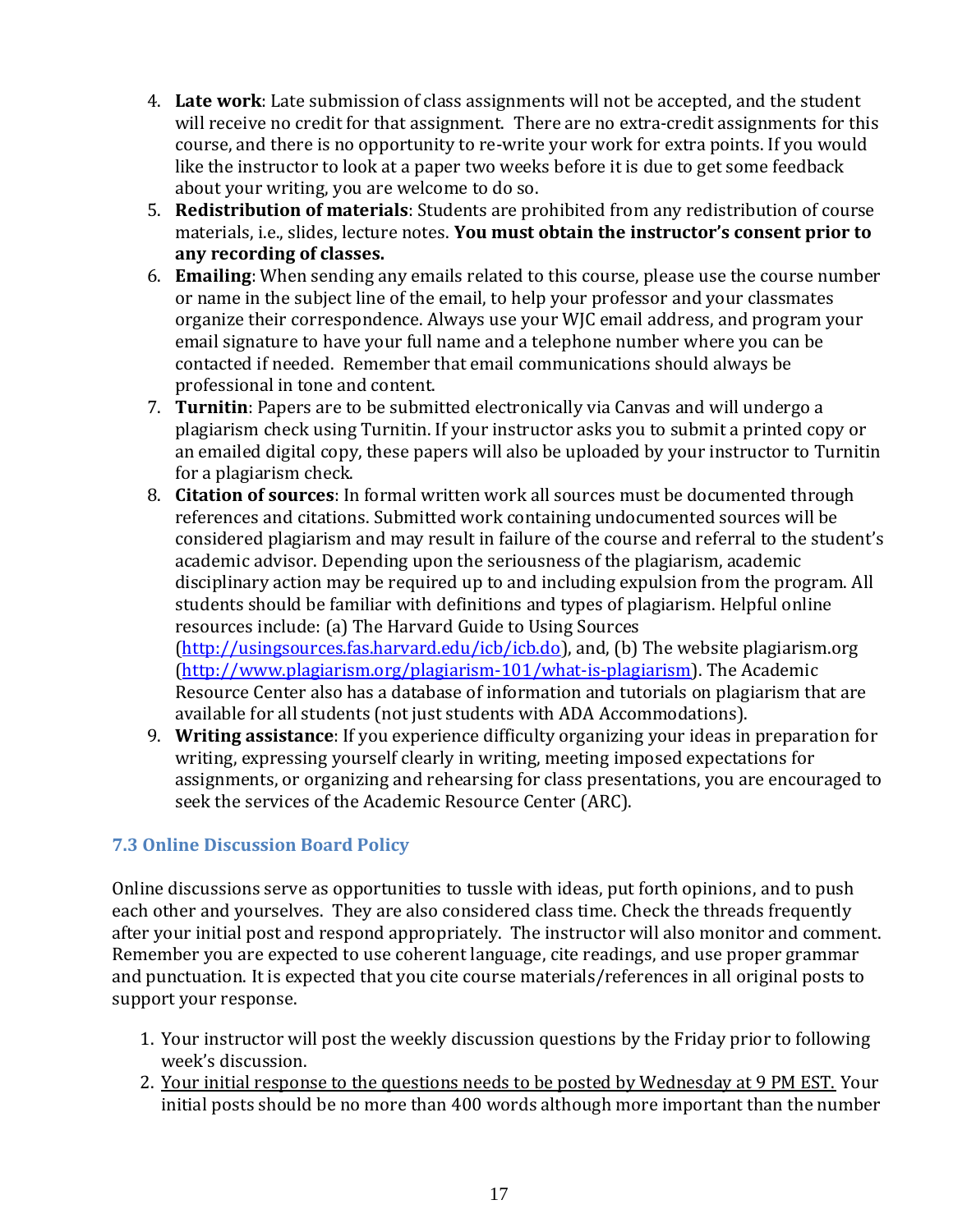4. **Late work**: Late submission of class assignments will not be accepted, and the student will receive no credit for that assignment. There are no extra-credit assignments for this course, and there is no opportunity to re-write your work for extra points. If you would like the instructor to look at a paper two weeks before it is due to get some feedback about your writing, you are welcome to do so.
5. **Redistribution of materials**: Students are prohibited from any redistribution of course materials, i.e., slides, lecture notes. **You must obtain the instructor's consent prior to any recording of classes.**
6. **Emailing**: When sending any emails related to this course, please use the course number or name in the subject line of the email, to help your professor and your classmates organize their correspondence. Always use your WJC email address, and program your email signature to have your full name and a telephone number where you can be contacted if needed. Remember that email communications should always be professional in tone and content.
7. **Turnitin**: Papers are to be submitted electronically via Canvas and will undergo a plagiarism check using Turnitin. If your instructor asks you to submit a printed copy or an emailed digital copy, these papers will also be uploaded by your instructor to Turnitin for a plagiarism check.
8. **Citation of sources**: In formal written work all sources must be documented through references and citations. Submitted work containing undocumented sources will be considered plagiarism and may result in failure of the course and referral to the student's academic advisor. Depending upon the seriousness of the plagiarism, academic disciplinary action may be required up to and including expulsion from the program. All students should be familiar with definitions and types of plagiarism. Helpful online resources include: (a) The Harvard Guide to Using Sources ([http://usingsources.fas.harvard.edu/icb/icb.do](http://usingsources.fas.harvard.edu/icb/icb.do)), and, (b) The website plagiarism.org ([http://www.plagiarism.org/plagiarism-101/what-is-plagiarism](http://www.plagiarism.org/plagiarism-101/what-is-plagiarism)). The Academic Resource Center also has a database of information and tutorials on plagiarism that are available for all students (not just students with ADA Accommodations).
9. **Writing assistance**: If you experience difficulty organizing your ideas in preparation for writing, expressing yourself clearly in writing, meeting imposed expectations for assignments, or organizing and rehearsing for class presentations, you are encouraged to seek the services of the Academic Resource Center (ARC).

### 7.3 Online Discussion Board Policy

Online discussions serve as opportunities to tussle with ideas, put forth opinions, and to push each other and yourselves. They are also considered class time. Check the threads frequently after your initial post and respond appropriately. The instructor will also monitor and comment. Remember you are expected to use coherent language, cite readings, and use proper grammar and punctuation. It is expected that you cite course materials/references in all original posts to support your response.

1. Your instructor will post the weekly discussion questions by the Friday prior to following week's discussion.
2. <u>Your initial response to the questions needs to be posted by Wednesday at 9 PM EST.</u> Your initial posts should be no more than 400 words although more important than the number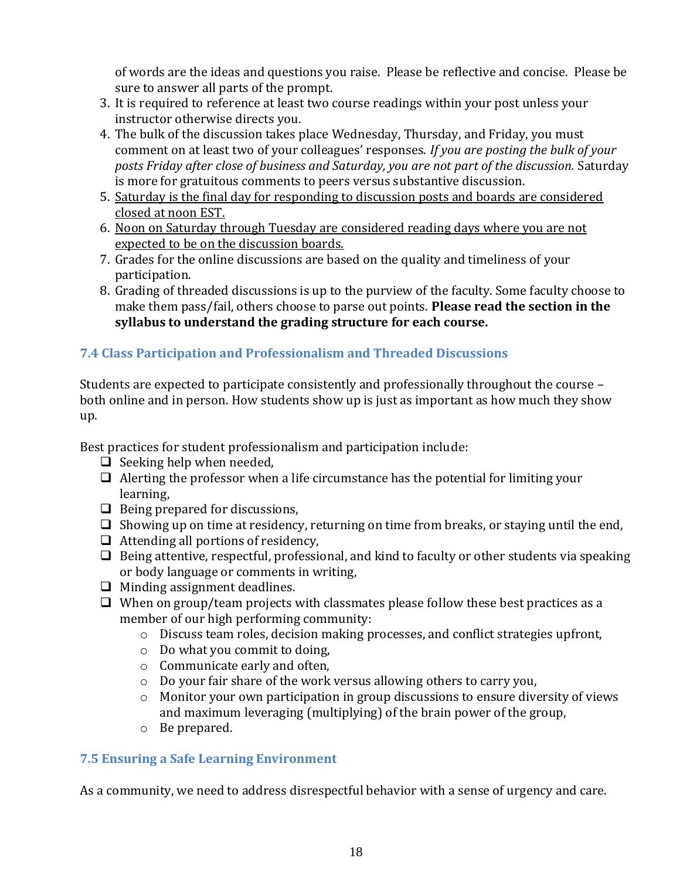of words are the ideas and questions you raise. Please be reflective and concise. Please be sure to answer all parts of the prompt.

3. It is required to reference at least two course readings within your post unless your instructor otherwise directs you.
4. The bulk of the discussion takes place Wednesday, Thursday, and Friday, you must comment on at least two of your colleagues' responses. *If you are posting the bulk of your posts Friday after close of business and Saturday, you are not part of the discussion.* Saturday is more for gratuitous comments to peers versus substantive discussion.
5. <u>Saturday is the final day for responding to discussion posts and boards are considered closed at noon EST.</u>
6. <u>Noon on Saturday through Tuesday are considered reading days where you are not expected to be on the discussion boards.</u>
7. Grades for the online discussions are based on the quality and timeliness of your participation.
8. Grading of threaded discussions is up to the purview of the faculty. Some faculty choose to make them pass/fail, others choose to parse out points. **Please read the section in the syllabus to understand the grading structure for each course.**

### 7.4 Class Participation and Professionalism and Threaded Discussions

Students are expected to participate consistently and professionally throughout the course – both online and in person. How students show up is just as important as how much they show up.

Best practices for student professionalism and participation include:

- Seeking help when needed,
- Alerting the professor when a life circumstance has the potential for limiting your learning,
- Being prepared for discussions,
- Showing up on time at residency, returning on time from breaks, or staying until the end,
- Attending all portions of residency,
- Being attentive, respectful, professional, and kind to faculty or other students via speaking or body language or comments in writing,
- Minding assignment deadlines.
- When on group/team projects with classmates please follow these best practices as a member of our high performing community:
  - Discuss team roles, decision making processes, and conflict strategies upfront,
  - Do what you commit to doing,
  - Communicate early and often,
  - Do your fair share of the work versus allowing others to carry you,
  - Monitor your own participation in group discussions to ensure diversity of views and maximum leveraging (multiplying) of the brain power of the group,
  - Be prepared.

### 7.5 Ensuring a Safe Learning Environment

As a community, we need to address disrespectful behavior with a sense of urgency and care.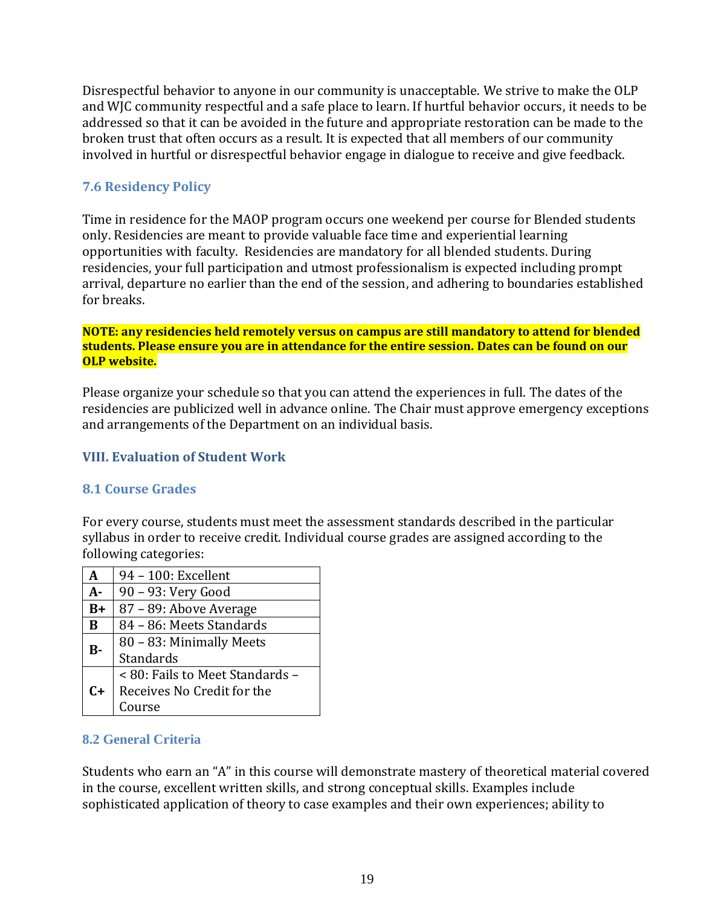Disrespectful behavior to anyone in our community is unacceptable. We strive to make the OLP and WJC community respectful and a safe place to learn. If hurtful behavior occurs, it needs to be addressed so that it can be avoided in the future and appropriate restoration can be made to the broken trust that often occurs as a result. It is expected that all members of our community involved in hurtful or disrespectful behavior engage in dialogue to receive and give feedback.

### 7.6 Residency Policy

Time in residence for the MAOP program occurs one weekend per course for Blended students only. Residencies are meant to provide valuable face time and experiential learning opportunities with faculty. Residencies are mandatory for all blended students. During residencies, your full participation and utmost professionalism is expected including prompt arrival, departure no earlier than the end of the session, and adhering to boundaries established for breaks.

**NOTE: any residencies held remotely versus on campus are still mandatory to attend for blended students. Please ensure you are in attendance for the entire session. Dates can be found on our OLP website.**

Please organize your schedule so that you can attend the experiences in full. The dates of the residencies are publicized well in advance online. The Chair must approve emergency exceptions and arrangements of the Department on an individual basis.

## VIII. Evaluation of Student Work

### 8.1 Course Grades

For every course, students must meet the assessment standards described in the particular syllabus in order to receive credit. Individual course grades are assigned according to the following categories:

| | |
|---|---|
| **A** | 94 – 100: Excellent |
| **A-** | 90 – 93: Very Good |
| **B+** | 87 – 89: Above Average |
| **B** | 84 – 86: Meets Standards |
| **B-** | 80 – 83: Minimally Meets Standards |
| **C+** | < 80: Fails to Meet Standards – Receives No Credit for the Course |

### 8.2 General Criteria

Students who earn an "A" in this course will demonstrate mastery of theoretical material covered in the course, excellent written skills, and strong conceptual skills. Examples include sophisticated application of theory to case examples and their own experiences; ability to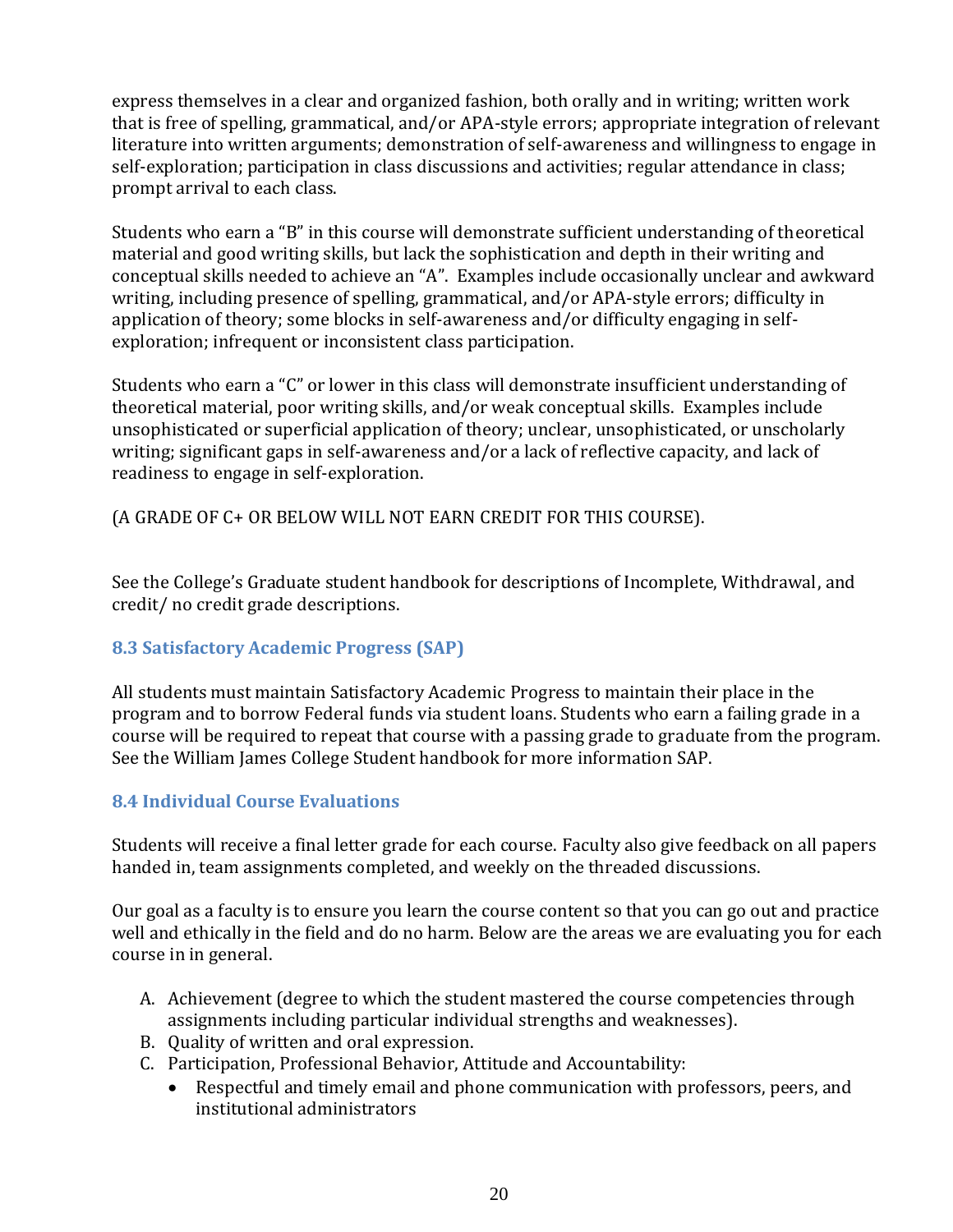express themselves in a clear and organized fashion, both orally and in writing; written work that is free of spelling, grammatical, and/or APA-style errors; appropriate integration of relevant literature into written arguments; demonstration of self-awareness and willingness to engage in self-exploration; participation in class discussions and activities; regular attendance in class; prompt arrival to each class.

Students who earn a "B" in this course will demonstrate sufficient understanding of theoretical material and good writing skills, but lack the sophistication and depth in their writing and conceptual skills needed to achieve an "A". Examples include occasionally unclear and awkward writing, including presence of spelling, grammatical, and/or APA-style errors; difficulty in application of theory; some blocks in self-awareness and/or difficulty engaging in self-exploration; infrequent or inconsistent class participation.

Students who earn a "C" or lower in this class will demonstrate insufficient understanding of theoretical material, poor writing skills, and/or weak conceptual skills. Examples include unsophisticated or superficial application of theory; unclear, unsophisticated, or unscholarly writing; significant gaps in self-awareness and/or a lack of reflective capacity, and lack of readiness to engage in self-exploration.

(A GRADE OF C+ OR BELOW WILL NOT EARN CREDIT FOR THIS COURSE).

See the College's Graduate student handbook for descriptions of Incomplete, Withdrawal, and credit/ no credit grade descriptions.

### 8.3 Satisfactory Academic Progress (SAP)

All students must maintain Satisfactory Academic Progress to maintain their place in the program and to borrow Federal funds via student loans. Students who earn a failing grade in a course will be required to repeat that course with a passing grade to graduate from the program. See the William James College Student handbook for more information SAP.

### 8.4 Individual Course Evaluations

Students will receive a final letter grade for each course. Faculty also give feedback on all papers handed in, team assignments completed, and weekly on the threaded discussions.

Our goal as a faculty is to ensure you learn the course content so that you can go out and practice well and ethically in the field and do no harm. Below are the areas we are evaluating you for each course in in general.

A. Achievement (degree to which the student mastered the course competencies through assignments including particular individual strengths and weaknesses).
B. Quality of written and oral expression.
C. Participation, Professional Behavior, Attitude and Accountability:
    - Respectful and timely email and phone communication with professors, peers, and institutional administrators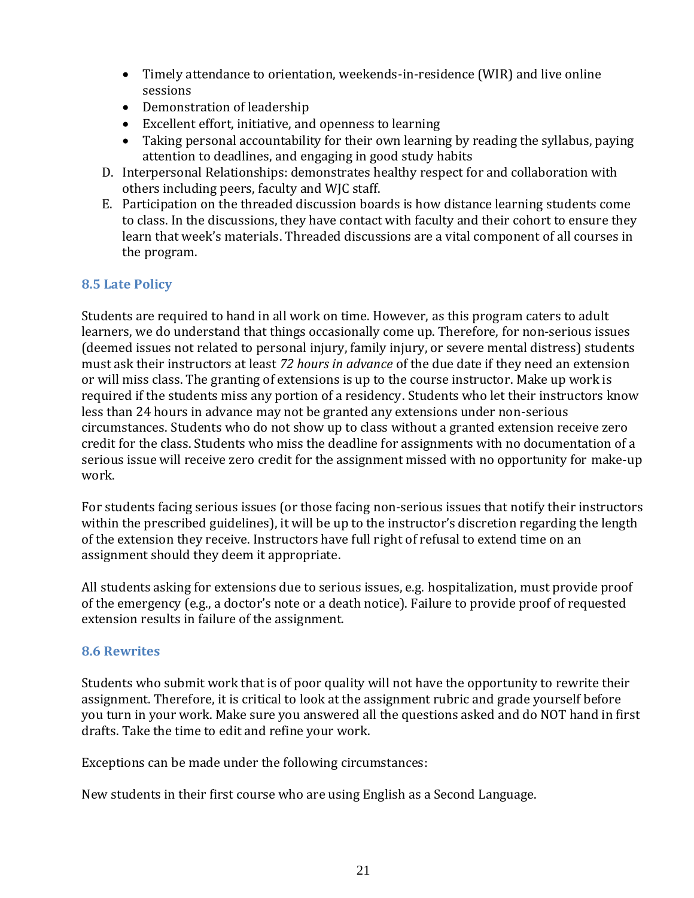- Timely attendance to orientation, weekends-in-residence (WIR) and live online sessions
- Demonstration of leadership
- Excellent effort, initiative, and openness to learning
- Taking personal accountability for their own learning by reading the syllabus, paying attention to deadlines, and engaging in good study habits

D. Interpersonal Relationships: demonstrates healthy respect for and collaboration with others including peers, faculty and WJC staff.

E. Participation on the threaded discussion boards is how distance learning students come to class. In the discussions, they have contact with faculty and their cohort to ensure they learn that week's materials. Threaded discussions are a vital component of all courses in the program.

### 8.5 Late Policy

Students are required to hand in all work on time. However, as this program caters to adult learners, we do understand that things occasionally come up. Therefore, for non-serious issues (deemed issues not related to personal injury, family injury, or severe mental distress) students must ask their instructors at least *72 hours in advance* of the due date if they need an extension or will miss class. The granting of extensions is up to the course instructor. Make up work is required if the students miss any portion of a residency. Students who let their instructors know less than 24 hours in advance may not be granted any extensions under non-serious circumstances. Students who do not show up to class without a granted extension receive zero credit for the class. Students who miss the deadline for assignments with no documentation of a serious issue will receive zero credit for the assignment missed with no opportunity for make-up work.

For students facing serious issues (or those facing non-serious issues that notify their instructors within the prescribed guidelines), it will be up to the instructor's discretion regarding the length of the extension they receive. Instructors have full right of refusal to extend time on an assignment should they deem it appropriate.

All students asking for extensions due to serious issues, e.g. hospitalization, must provide proof of the emergency (e.g., a doctor's note or a death notice). Failure to provide proof of requested extension results in failure of the assignment.

### 8.6 Rewrites

Students who submit work that is of poor quality will not have the opportunity to rewrite their assignment. Therefore, it is critical to look at the assignment rubric and grade yourself before you turn in your work. Make sure you answered all the questions asked and do NOT hand in first drafts. Take the time to edit and refine your work.

Exceptions can be made under the following circumstances:

New students in their first course who are using English as a Second Language.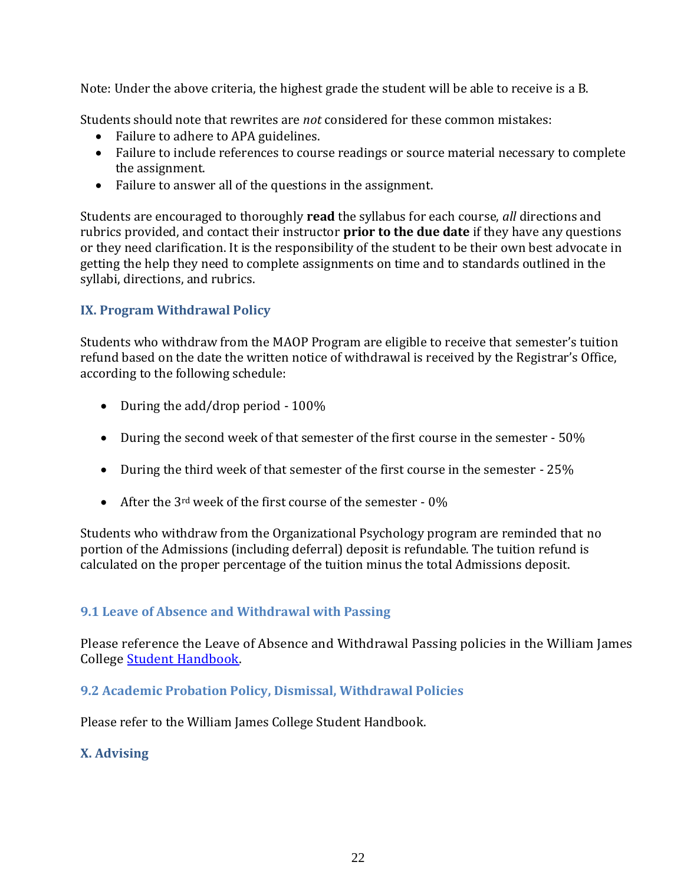Note: Under the above criteria, the highest grade the student will be able to receive is a B.

Students should note that rewrites are *not* considered for these common mistakes:

- Failure to adhere to APA guidelines.
- Failure to include references to course readings or source material necessary to complete the assignment.
- Failure to answer all of the questions in the assignment.

Students are encouraged to thoroughly **read** the syllabus for each course, *all* directions and rubrics provided, and contact their instructor **prior to the due date** if they have any questions or they need clarification. It is the responsibility of the student to be their own best advocate in getting the help they need to complete assignments on time and to standards outlined in the syllabi, directions, and rubrics.

## IX. Program Withdrawal Policy

Students who withdraw from the MAOP Program are eligible to receive that semester's tuition refund based on the date the written notice of withdrawal is received by the Registrar's Office, according to the following schedule:

- During the add/drop period - 100%
- During the second week of that semester of the first course in the semester - 50%
- During the third week of that semester of the first course in the semester - 25%
- After the 3rd week of the first course of the semester - 0%

Students who withdraw from the Organizational Psychology program are reminded that no portion of the Admissions (including deferral) deposit is refundable. The tuition refund is calculated on the proper percentage of the tuition minus the total Admissions deposit.

### 9.1 Leave of Absence and Withdrawal with Passing

Please reference the Leave of Absence and Withdrawal Passing policies in the William James College [Student Handbook](#).

### 9.2 Academic Probation Policy, Dismissal, Withdrawal Policies

Please refer to the William James College Student Handbook.

## X. Advising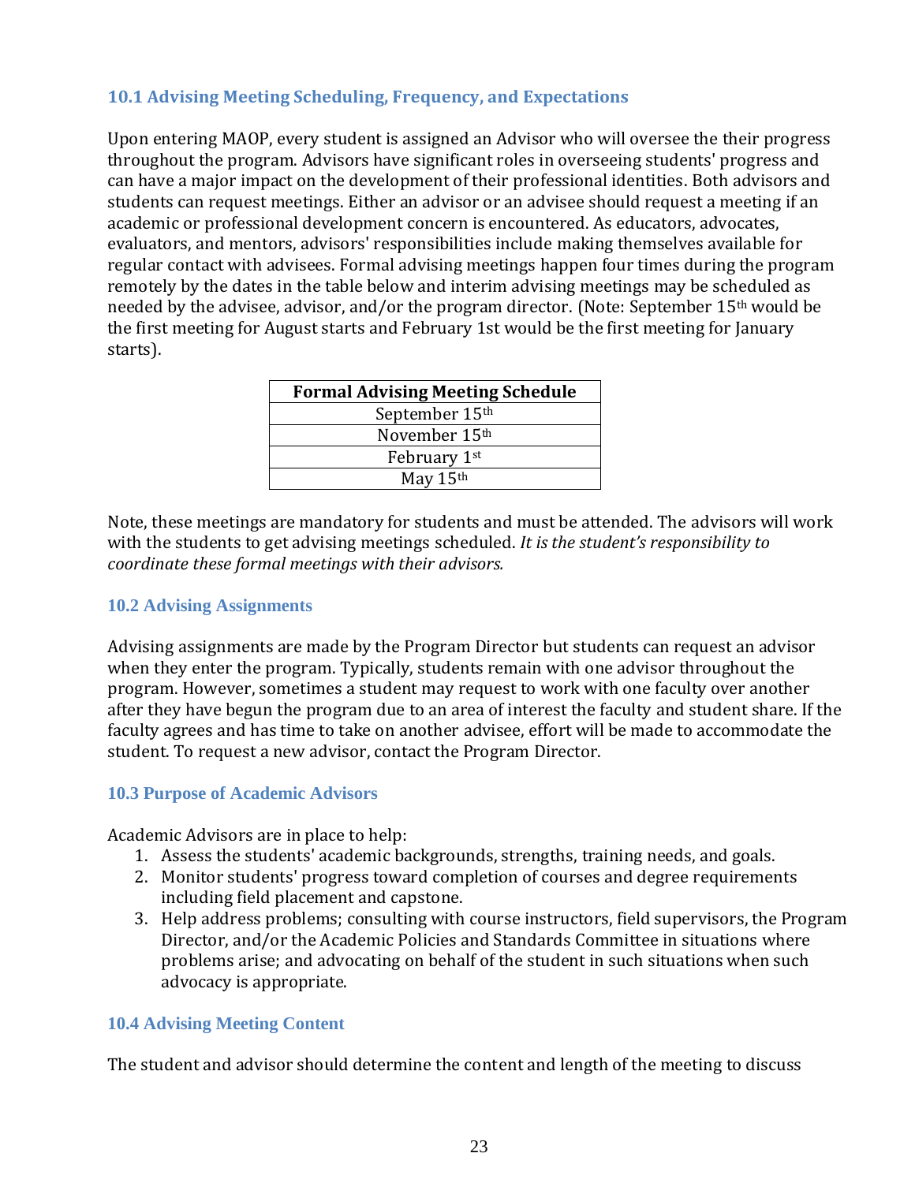### 10.1 Advising Meeting Scheduling, Frequency, and Expectations

Upon entering MAOP, every student is assigned an Advisor who will oversee the their progress throughout the program. Advisors have significant roles in overseeing students' progress and can have a major impact on the development of their professional identities. Both advisors and students can request meetings. Either an advisor or an advisee should request a meeting if an academic or professional development concern is encountered. As educators, advocates, evaluators, and mentors, advisors' responsibilities include making themselves available for regular contact with advisees. Formal advising meetings happen four times during the program remotely by the dates in the table below and interim advising meetings may be scheduled as needed by the advisee, advisor, and/or the program director. (Note: September 15th would be the first meeting for August starts and February 1st would be the first meeting for January starts).

| Formal Advising Meeting Schedule |
|---|
| September 15th |
| November 15th |
| February 1st |
| May 15th |

Note, these meetings are mandatory for students and must be attended. The advisors will work with the students to get advising meetings scheduled. *It is the student's responsibility to coordinate these formal meetings with their advisors.*

### 10.2 Advising Assignments

Advising assignments are made by the Program Director but students can request an advisor when they enter the program. Typically, students remain with one advisor throughout the program. However, sometimes a student may request to work with one faculty over another after they have begun the program due to an area of interest the faculty and student share. If the faculty agrees and has time to take on another advisee, effort will be made to accommodate the student. To request a new advisor, contact the Program Director.

### 10.3 Purpose of Academic Advisors

Academic Advisors are in place to help:

1. Assess the students' academic backgrounds, strengths, training needs, and goals.
2. Monitor students' progress toward completion of courses and degree requirements including field placement and capstone.
3. Help address problems; consulting with course instructors, field supervisors, the Program Director, and/or the Academic Policies and Standards Committee in situations where problems arise; and advocating on behalf of the student in such situations when such advocacy is appropriate.

### 10.4 Advising Meeting Content

The student and advisor should determine the content and length of the meeting to discuss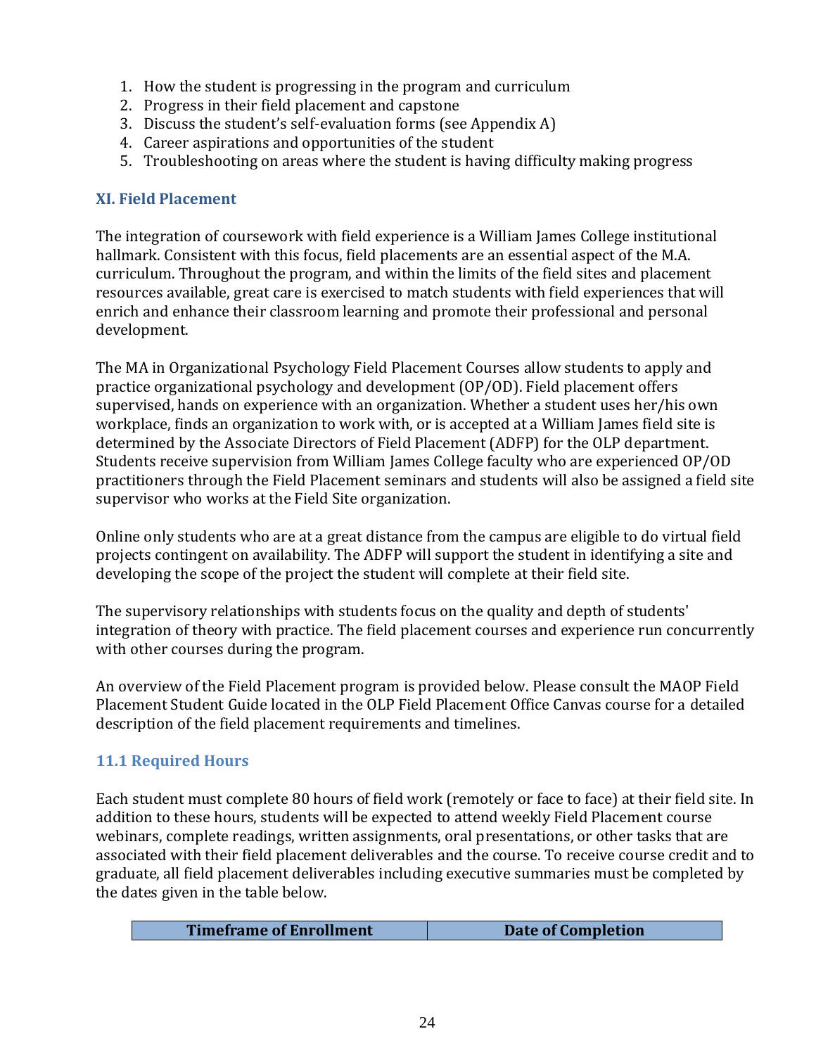1. How the student is progressing in the program and curriculum
2. Progress in their field placement and capstone
3. Discuss the student's self-evaluation forms (see Appendix A)
4. Career aspirations and opportunities of the student
5. Troubleshooting on areas where the student is having difficulty making progress

## XI. Field Placement

The integration of coursework with field experience is a William James College institutional hallmark. Consistent with this focus, field placements are an essential aspect of the M.A. curriculum. Throughout the program, and within the limits of the field sites and placement resources available, great care is exercised to match students with field experiences that will enrich and enhance their classroom learning and promote their professional and personal development.

The MA in Organizational Psychology Field Placement Courses allow students to apply and practice organizational psychology and development (OP/OD). Field placement offers supervised, hands on experience with an organization. Whether a student uses her/his own workplace, finds an organization to work with, or is accepted at a William James field site is determined by the Associate Directors of Field Placement (ADFP) for the OLP department. Students receive supervision from William James College faculty who are experienced OP/OD practitioners through the Field Placement seminars and students will also be assigned a field site supervisor who works at the Field Site organization.

Online only students who are at a great distance from the campus are eligible to do virtual field projects contingent on availability. The ADFP will support the student in identifying a site and developing the scope of the project the student will complete at their field site.

The supervisory relationships with students focus on the quality and depth of students' integration of theory with practice. The field placement courses and experience run concurrently with other courses during the program.

An overview of the Field Placement program is provided below. Please consult the MAOP Field Placement Student Guide located in the OLP Field Placement Office Canvas course for a detailed description of the field placement requirements and timelines.

### 11.1 Required Hours

Each student must complete 80 hours of field work (remotely or face to face) at their field site. In addition to these hours, students will be expected to attend weekly Field Placement course webinars, complete readings, written assignments, oral presentations, or other tasks that are associated with their field placement deliverables and the course. To receive course credit and to graduate, all field placement deliverables including executive summaries must be completed by the dates given in the table below.

| Timeframe of Enrollment | Date of Completion |
| --- | --- |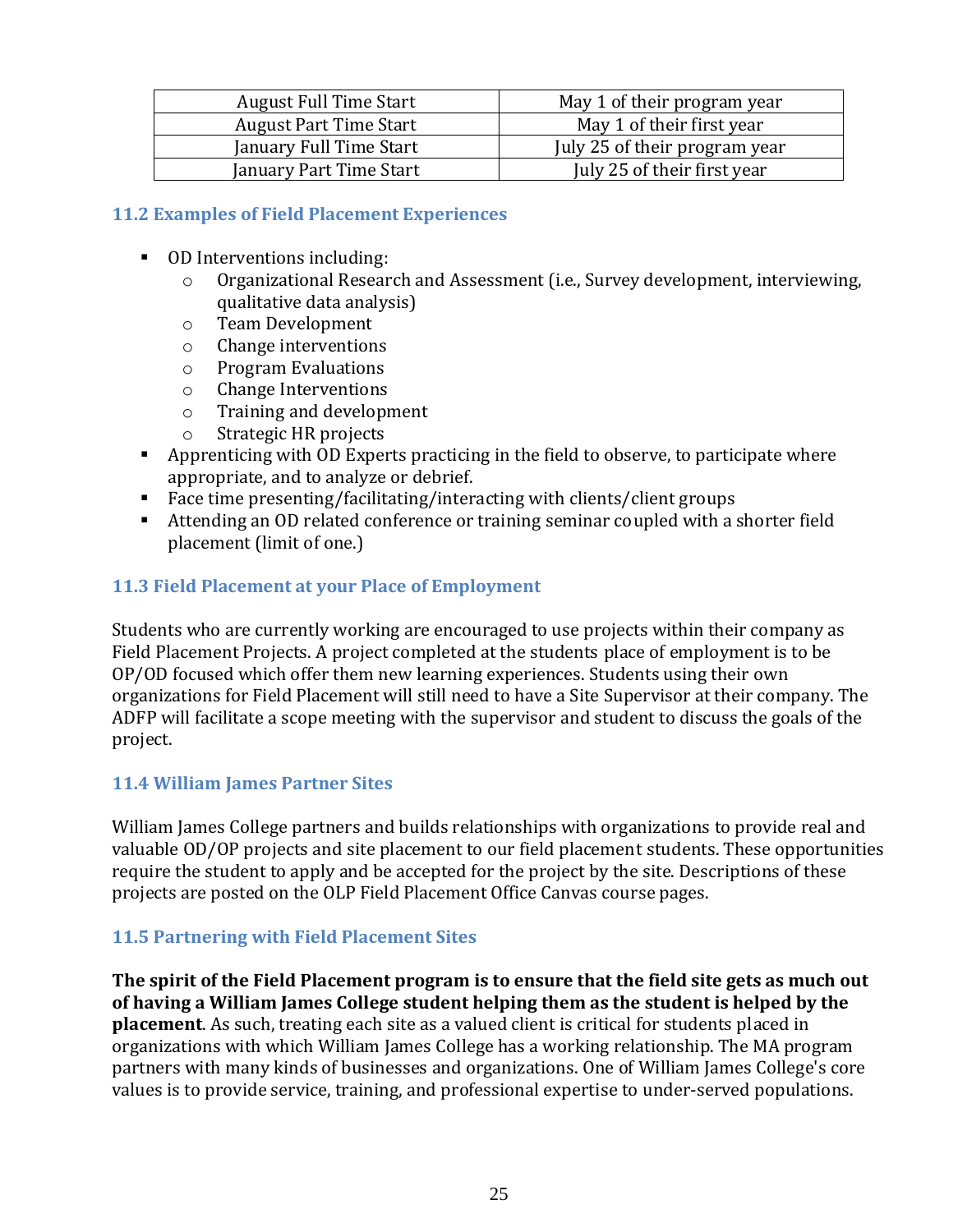| August Full Time Start | May 1 of their program year |
|---|---|
| August Part Time Start | May 1 of their first year |
| January Full Time Start | July 25 of their program year |
| January Part Time Start | July 25 of their first year |

### 11.2 Examples of Field Placement Experiences

- OD Interventions including:
  - Organizational Research and Assessment (i.e., Survey development, interviewing, qualitative data analysis)
  - Team Development
  - Change interventions
  - Program Evaluations
  - Change Interventions
  - Training and development
  - Strategic HR projects
- Apprenticing with OD Experts practicing in the field to observe, to participate where appropriate, and to analyze or debrief.
- Face time presenting/facilitating/interacting with clients/client groups
- Attending an OD related conference or training seminar coupled with a shorter field placement (limit of one.)

### 11.3 Field Placement at your Place of Employment

Students who are currently working are encouraged to use projects within their company as Field Placement Projects. A project completed at the students place of employment is to be OP/OD focused which offer them new learning experiences. Students using their own organizations for Field Placement will still need to have a Site Supervisor at their company. The ADFP will facilitate a scope meeting with the supervisor and student to discuss the goals of the project.

### 11.4 William James Partner Sites

William James College partners and builds relationships with organizations to provide real and valuable OD/OP projects and site placement to our field placement students. These opportunities require the student to apply and be accepted for the project by the site. Descriptions of these projects are posted on the OLP Field Placement Office Canvas course pages.

### 11.5 Partnering with Field Placement Sites

**The spirit of the Field Placement program is to ensure that the field site gets as much out of having a William James College student helping them as the student is helped by the placement**. As such, treating each site as a valued client is critical for students placed in organizations with which William James College has a working relationship. The MA program partners with many kinds of businesses and organizations. One of William James College's core values is to provide service, training, and professional expertise to under-served populations.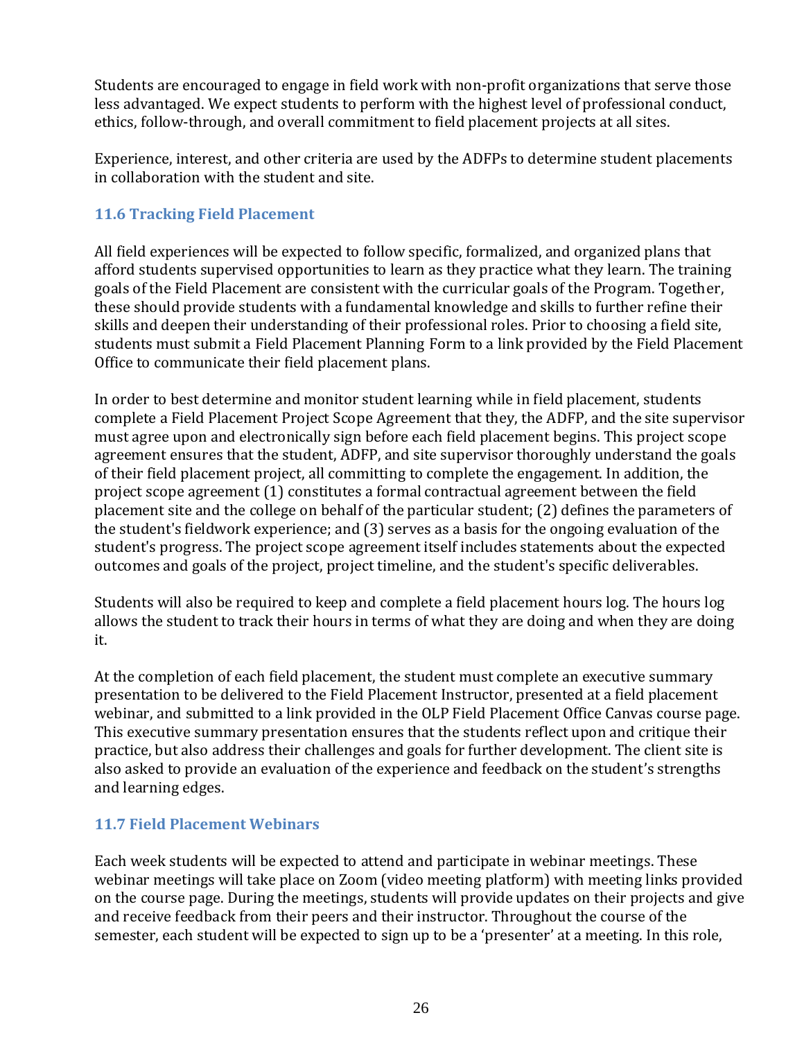Students are encouraged to engage in field work with non-profit organizations that serve those less advantaged. We expect students to perform with the highest level of professional conduct, ethics, follow-through, and overall commitment to field placement projects at all sites.

Experience, interest, and other criteria are used by the ADFPs to determine student placements in collaboration with the student and site.

### 11.6 Tracking Field Placement

All field experiences will be expected to follow specific, formalized, and organized plans that afford students supervised opportunities to learn as they practice what they learn. The training goals of the Field Placement are consistent with the curricular goals of the Program. Together, these should provide students with a fundamental knowledge and skills to further refine their skills and deepen their understanding of their professional roles. Prior to choosing a field site, students must submit a Field Placement Planning Form to a link provided by the Field Placement Office to communicate their field placement plans.

In order to best determine and monitor student learning while in field placement, students complete a Field Placement Project Scope Agreement that they, the ADFP, and the site supervisor must agree upon and electronically sign before each field placement begins. This project scope agreement ensures that the student, ADFP, and site supervisor thoroughly understand the goals of their field placement project, all committing to complete the engagement. In addition, the project scope agreement (1) constitutes a formal contractual agreement between the field placement site and the college on behalf of the particular student; (2) defines the parameters of the student's fieldwork experience; and (3) serves as a basis for the ongoing evaluation of the student's progress. The project scope agreement itself includes statements about the expected outcomes and goals of the project, project timeline, and the student's specific deliverables.

Students will also be required to keep and complete a field placement hours log. The hours log allows the student to track their hours in terms of what they are doing and when they are doing it.

At the completion of each field placement, the student must complete an executive summary presentation to be delivered to the Field Placement Instructor, presented at a field placement webinar, and submitted to a link provided in the OLP Field Placement Office Canvas course page. This executive summary presentation ensures that the students reflect upon and critique their practice, but also address their challenges and goals for further development. The client site is also asked to provide an evaluation of the experience and feedback on the student's strengths and learning edges.

### 11.7 Field Placement Webinars

Each week students will be expected to attend and participate in webinar meetings. These webinar meetings will take place on Zoom (video meeting platform) with meeting links provided on the course page. During the meetings, students will provide updates on their projects and give and receive feedback from their peers and their instructor. Throughout the course of the semester, each student will be expected to sign up to be a 'presenter' at a meeting. In this role,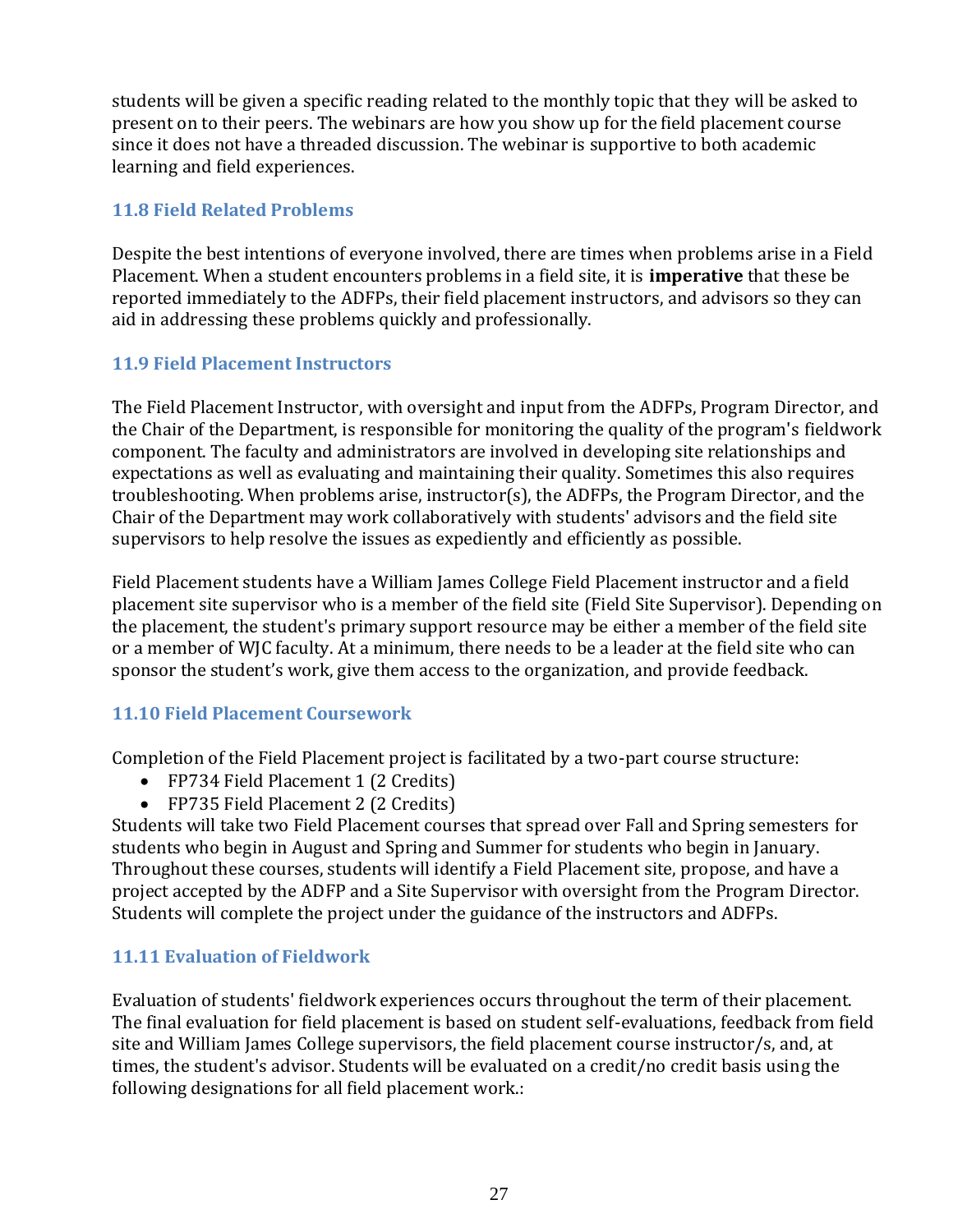students will be given a specific reading related to the monthly topic that they will be asked to present on to their peers. The webinars are how you show up for the field placement course since it does not have a threaded discussion. The webinar is supportive to both academic learning and field experiences.

### 11.8 Field Related Problems

Despite the best intentions of everyone involved, there are times when problems arise in a Field Placement. When a student encounters problems in a field site, it is **imperative** that these be reported immediately to the ADFPs, their field placement instructors, and advisors so they can aid in addressing these problems quickly and professionally.

### 11.9 Field Placement Instructors

The Field Placement Instructor, with oversight and input from the ADFPs, Program Director, and the Chair of the Department, is responsible for monitoring the quality of the program's fieldwork component. The faculty and administrators are involved in developing site relationships and expectations as well as evaluating and maintaining their quality. Sometimes this also requires troubleshooting. When problems arise, instructor(s), the ADFPs, the Program Director, and the Chair of the Department may work collaboratively with students' advisors and the field site supervisors to help resolve the issues as expediently and efficiently as possible.

Field Placement students have a William James College Field Placement instructor and a field placement site supervisor who is a member of the field site (Field Site Supervisor). Depending on the placement, the student's primary support resource may be either a member of the field site or a member of WJC faculty. At a minimum, there needs to be a leader at the field site who can sponsor the student's work, give them access to the organization, and provide feedback.

### 11.10 Field Placement Coursework

Completion of the Field Placement project is facilitated by a two-part course structure:

- FP734 Field Placement 1 (2 Credits)
- FP735 Field Placement 2 (2 Credits)

Students will take two Field Placement courses that spread over Fall and Spring semesters for students who begin in August and Spring and Summer for students who begin in January. Throughout these courses, students will identify a Field Placement site, propose, and have a project accepted by the ADFP and a Site Supervisor with oversight from the Program Director. Students will complete the project under the guidance of the instructors and ADFPs.

### 11.11 Evaluation of Fieldwork

Evaluation of students' fieldwork experiences occurs throughout the term of their placement. The final evaluation for field placement is based on student self-evaluations, feedback from field site and William James College supervisors, the field placement course instructor/s, and, at times, the student's advisor. Students will be evaluated on a credit/no credit basis using the following designations for all field placement work.: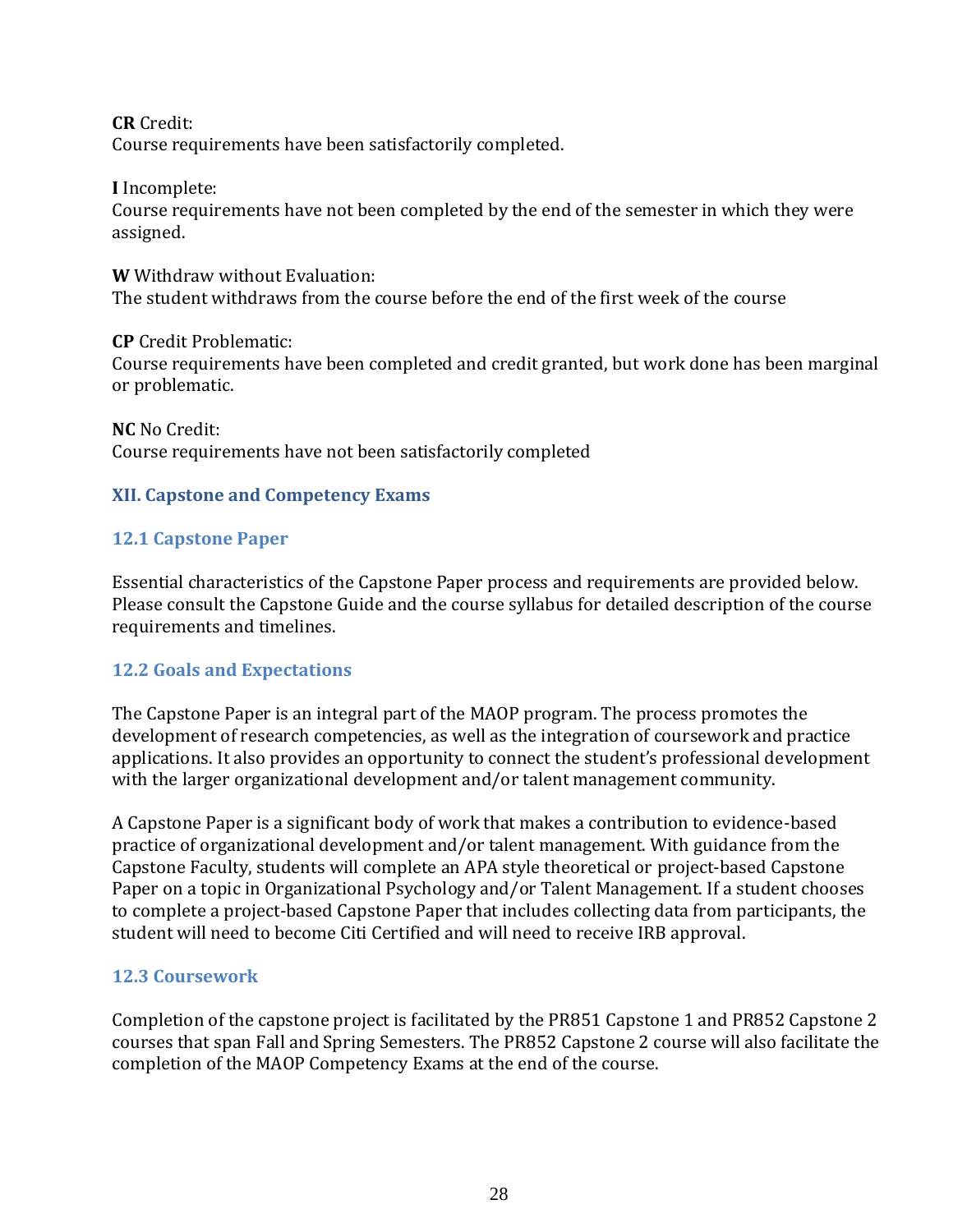**CR** Credit:
Course requirements have been satisfactorily completed.

**I** Incomplete:
Course requirements have not been completed by the end of the semester in which they were assigned.

**W** Withdraw without Evaluation:
The student withdraws from the course before the end of the first week of the course

**CP** Credit Problematic:
Course requirements have been completed and credit granted, but work done has been marginal or problematic.

**NC** No Credit:
Course requirements have not been satisfactorily completed

## XII. Capstone and Competency Exams

### 12.1 Capstone Paper

Essential characteristics of the Capstone Paper process and requirements are provided below. Please consult the Capstone Guide and the course syllabus for detailed description of the course requirements and timelines.

### 12.2 Goals and Expectations

The Capstone Paper is an integral part of the MAOP program. The process promotes the development of research competencies, as well as the integration of coursework and practice applications. It also provides an opportunity to connect the student's professional development with the larger organizational development and/or talent management community.

A Capstone Paper is a significant body of work that makes a contribution to evidence-based practice of organizational development and/or talent management. With guidance from the Capstone Faculty, students will complete an APA style theoretical or project-based Capstone Paper on a topic in Organizational Psychology and/or Talent Management. If a student chooses to complete a project-based Capstone Paper that includes collecting data from participants, the student will need to become Citi Certified and will need to receive IRB approval.

### 12.3 Coursework

Completion of the capstone project is facilitated by the PR851 Capstone 1 and PR852 Capstone 2 courses that span Fall and Spring Semesters. The PR852 Capstone 2 course will also facilitate the completion of the MAOP Competency Exams at the end of the course.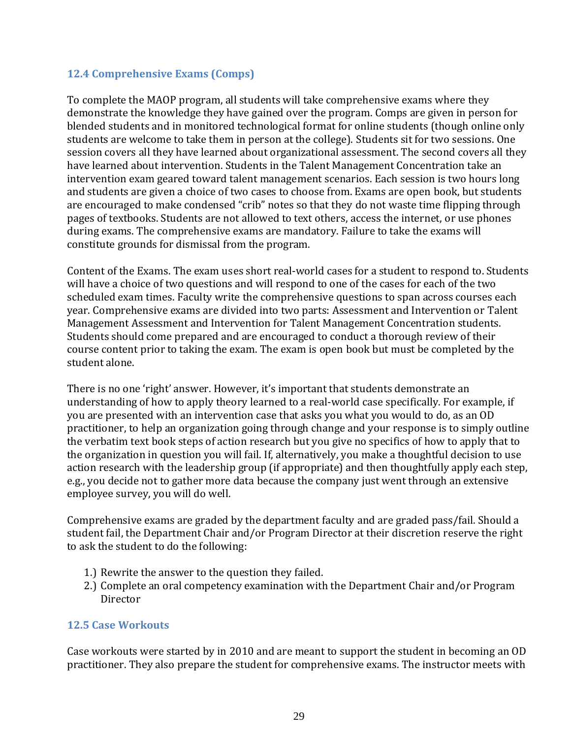### 12.4 Comprehensive Exams (Comps)

To complete the MAOP program, all students will take comprehensive exams where they demonstrate the knowledge they have gained over the program. Comps are given in person for blended students and in monitored technological format for online students (though online only students are welcome to take them in person at the college). Students sit for two sessions. One session covers all they have learned about organizational assessment. The second covers all they have learned about intervention. Students in the Talent Management Concentration take an intervention exam geared toward talent management scenarios. Each session is two hours long and students are given a choice of two cases to choose from. Exams are open book, but students are encouraged to make condensed "crib" notes so that they do not waste time flipping through pages of textbooks. Students are not allowed to text others, access the internet, or use phones during exams. The comprehensive exams are mandatory. Failure to take the exams will constitute grounds for dismissal from the program.

Content of the Exams. The exam uses short real-world cases for a student to respond to. Students will have a choice of two questions and will respond to one of the cases for each of the two scheduled exam times. Faculty write the comprehensive questions to span across courses each year. Comprehensive exams are divided into two parts: Assessment and Intervention or Talent Management Assessment and Intervention for Talent Management Concentration students. Students should come prepared and are encouraged to conduct a thorough review of their course content prior to taking the exam. The exam is open book but must be completed by the student alone.

There is no one 'right' answer. However, it's important that students demonstrate an understanding of how to apply theory learned to a real-world case specifically. For example, if you are presented with an intervention case that asks you what you would do, as an OD practitioner, to help an organization going through change and your response is to simply outline the verbatim text book steps of action research but you give no specifics of how to apply that to the organization in question you will fail. If, alternatively, you make a thoughtful decision to use action research with the leadership group (if appropriate) and then thoughtfully apply each step, e.g., you decide not to gather more data because the company just went through an extensive employee survey, you will do well.

Comprehensive exams are graded by the department faculty and are graded pass/fail. Should a student fail, the Department Chair and/or Program Director at their discretion reserve the right to ask the student to do the following:

1.) Rewrite the answer to the question they failed.
2.) Complete an oral competency examination with the Department Chair and/or Program Director

### 12.5 Case Workouts

Case workouts were started by in 2010 and are meant to support the student in becoming an OD practitioner. They also prepare the student for comprehensive exams. The instructor meets with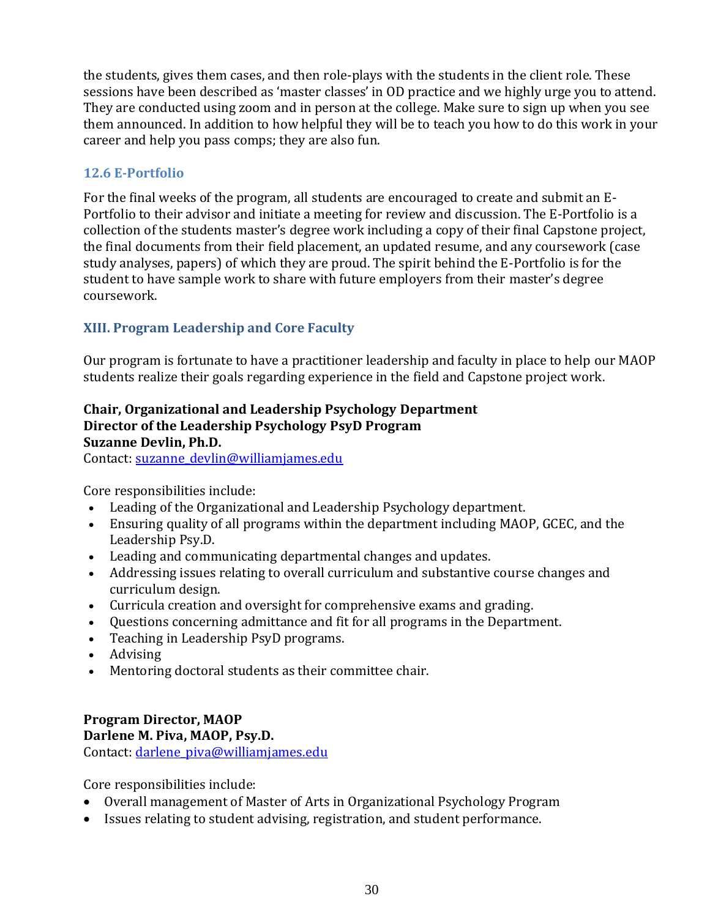the students, gives them cases, and then role-plays with the students in the client role. These sessions have been described as 'master classes' in OD practice and we highly urge you to attend. They are conducted using zoom and in person at the college. Make sure to sign up when you see them announced. In addition to how helpful they will be to teach you how to do this work in your career and help you pass comps; they are also fun.

### 12.6 E-Portfolio

For the final weeks of the program, all students are encouraged to create and submit an E-Portfolio to their advisor and initiate a meeting for review and discussion. The E-Portfolio is a collection of the students master's degree work including a copy of their final Capstone project, the final documents from their field placement, an updated resume, and any coursework (case study analyses, papers) of which they are proud. The spirit behind the E-Portfolio is for the student to have sample work to share with future employers from their master's degree coursework.

## XIII. Program Leadership and Core Faculty

Our program is fortunate to have a practitioner leadership and faculty in place to help our MAOP students realize their goals regarding experience in the field and Capstone project work.

**Chair, Organizational and Leadership Psychology Department**
**Director of the Leadership Psychology PsyD Program**
**Suzanne Devlin, Ph.D.**
Contact: suzanne_devlin@williamjames.edu

Core responsibilities include:

- Leading of the Organizational and Leadership Psychology department.
- Ensuring quality of all programs within the department including MAOP, GCEC, and the Leadership Psy.D.
- Leading and communicating departmental changes and updates.
- Addressing issues relating to overall curriculum and substantive course changes and curriculum design.
- Curricula creation and oversight for comprehensive exams and grading.
- Questions concerning admittance and fit for all programs in the Department.
- Teaching in Leadership PsyD programs.
- Advising
- Mentoring doctoral students as their committee chair.

**Program Director, MAOP**
**Darlene M. Piva, MAOP, Psy.D.**
Contact: darlene_piva@williamjames.edu

Core responsibilities include:

- Overall management of Master of Arts in Organizational Psychology Program
- Issues relating to student advising, registration, and student performance.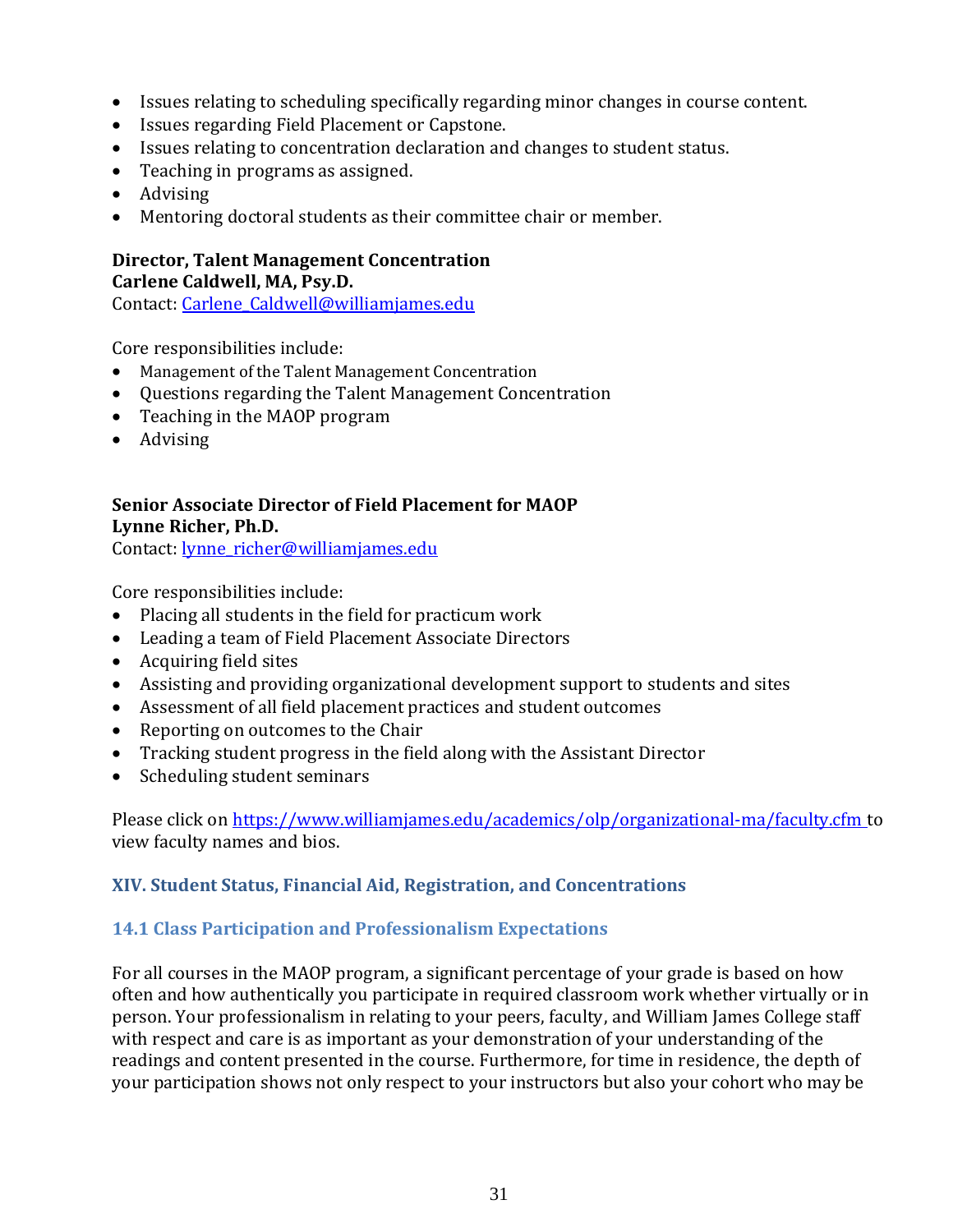- Issues relating to scheduling specifically regarding minor changes in course content.
- Issues regarding Field Placement or Capstone.
- Issues relating to concentration declaration and changes to student status.
- Teaching in programs as assigned.
- Advising
- Mentoring doctoral students as their committee chair or member.

**Director, Talent Management Concentration**
**Carlene Caldwell, MA, Psy.D.**
Contact: [Carlene_Caldwell@williamjames.edu](mailto:Carlene_Caldwell@williamjames.edu)

Core responsibilities include:

- Management of the Talent Management Concentration
- Questions regarding the Talent Management Concentration
- Teaching in the MAOP program
- Advising

**Senior Associate Director of Field Placement for MAOP**
**Lynne Richer, Ph.D.**
Contact: [lynne_richer@williamjames.edu](mailto:lynne_richer@williamjames.edu)

Core responsibilities include:

- Placing all students in the field for practicum work
- Leading a team of Field Placement Associate Directors
- Acquiring field sites
- Assisting and providing organizational development support to students and sites
- Assessment of all field placement practices and student outcomes
- Reporting on outcomes to the Chair
- Tracking student progress in the field along with the Assistant Director
- Scheduling student seminars

Please click on [https://www.williamjames.edu/academics/olp/organizational-ma/faculty.cfm](https://www.williamjames.edu/academics/olp/organizational-ma/faculty.cfm) to view faculty names and bios.

## XIV. Student Status, Financial Aid, Registration, and Concentrations

### 14.1 Class Participation and Professionalism Expectations

For all courses in the MAOP program, a significant percentage of your grade is based on how often and how authentically you participate in required classroom work whether virtually or in person. Your professionalism in relating to your peers, faculty, and William James College staff with respect and care is as important as your demonstration of your understanding of the readings and content presented in the course. Furthermore, for time in residence, the depth of your participation shows not only respect to your instructors but also your cohort who may be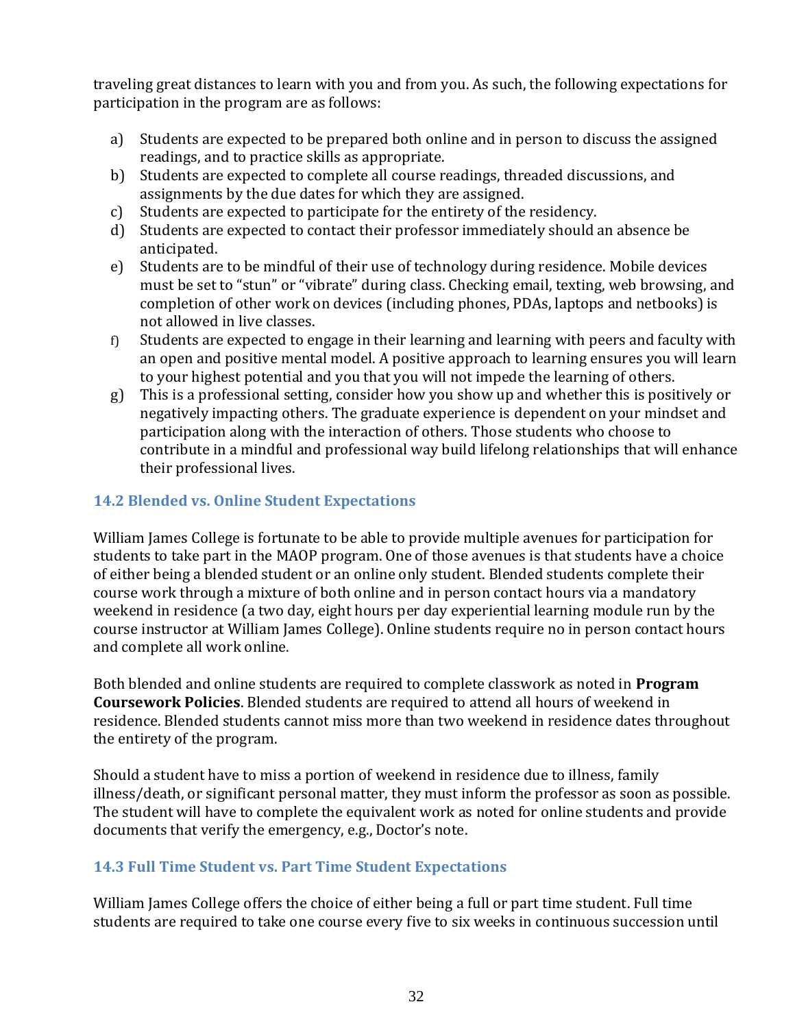traveling great distances to learn with you and from you. As such, the following expectations for participation in the program are as follows:

a) Students are expected to be prepared both online and in person to discuss the assigned readings, and to practice skills as appropriate.
b) Students are expected to complete all course readings, threaded discussions, and assignments by the due dates for which they are assigned.
c) Students are expected to participate for the entirety of the residency.
d) Students are expected to contact their professor immediately should an absence be anticipated.
e) Students are to be mindful of their use of technology during residence. Mobile devices must be set to "stun" or "vibrate" during class. Checking email, texting, web browsing, and completion of other work on devices (including phones, PDAs, laptops and netbooks) is not allowed in live classes.
f) Students are expected to engage in their learning and learning with peers and faculty with an open and positive mental model. A positive approach to learning ensures you will learn to your highest potential and you that you will not impede the learning of others.
g) This is a professional setting, consider how you show up and whether this is positively or negatively impacting others. The graduate experience is dependent on your mindset and participation along with the interaction of others. Those students who choose to contribute in a mindful and professional way build lifelong relationships that will enhance their professional lives.

### 14.2 Blended vs. Online Student Expectations

William James College is fortunate to be able to provide multiple avenues for participation for students to take part in the MAOP program. One of those avenues is that students have a choice of either being a blended student or an online only student. Blended students complete their course work through a mixture of both online and in person contact hours via a mandatory weekend in residence (a two day, eight hours per day experiential learning module run by the course instructor at William James College). Online students require no in person contact hours and complete all work online.

Both blended and online students are required to complete classwork as noted in **Program Coursework Policies**. Blended students are required to attend all hours of weekend in residence. Blended students cannot miss more than two weekend in residence dates throughout the entirety of the program.

Should a student have to miss a portion of weekend in residence due to illness, family illness/death, or significant personal matter, they must inform the professor as soon as possible. The student will have to complete the equivalent work as noted for online students and provide documents that verify the emergency, e.g., Doctor's note.

### 14.3 Full Time Student vs. Part Time Student Expectations

William James College offers the choice of either being a full or part time student. Full time students are required to take one course every five to six weeks in continuous succession until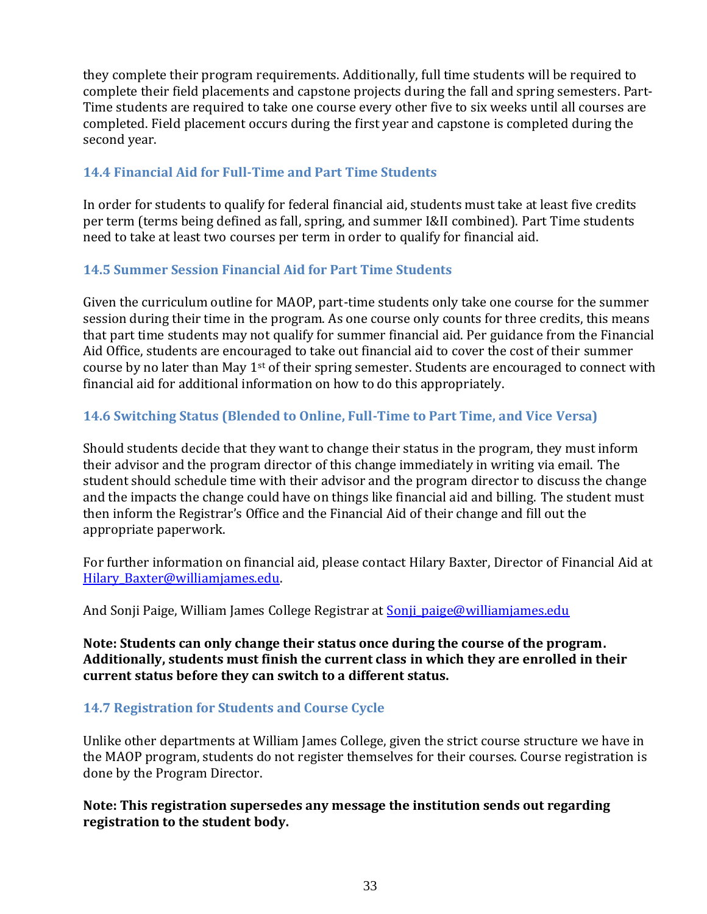they complete their program requirements. Additionally, full time students will be required to complete their field placements and capstone projects during the fall and spring semesters. Part-Time students are required to take one course every other five to six weeks until all courses are completed. Field placement occurs during the first year and capstone is completed during the second year.

### 14.4 Financial Aid for Full-Time and Part Time Students

In order for students to qualify for federal financial aid, students must take at least five credits per term (terms being defined as fall, spring, and summer I&II combined). Part Time students need to take at least two courses per term in order to qualify for financial aid.

### 14.5 Summer Session Financial Aid for Part Time Students

Given the curriculum outline for MAOP, part-time students only take one course for the summer session during their time in the program. As one course only counts for three credits, this means that part time students may not qualify for summer financial aid. Per guidance from the Financial Aid Office, students are encouraged to take out financial aid to cover the cost of their summer course by no later than May 1st of their spring semester. Students are encouraged to connect with financial aid for additional information on how to do this appropriately.

### 14.6 Switching Status (Blended to Online, Full-Time to Part Time, and Vice Versa)

Should students decide that they want to change their status in the program, they must inform their advisor and the program director of this change immediately in writing via email. The student should schedule time with their advisor and the program director to discuss the change and the impacts the change could have on things like financial aid and billing. The student must then inform the Registrar's Office and the Financial Aid of their change and fill out the appropriate paperwork.

For further information on financial aid, please contact Hilary Baxter, Director of Financial Aid at Hilary_Baxter@williamjames.edu.

And Sonji Paige, William James College Registrar at Sonji_paige@williamjames.edu

**Note: Students can only change their status once during the course of the program. Additionally, students must finish the current class in which they are enrolled in their current status before they can switch to a different status.**

### 14.7 Registration for Students and Course Cycle

Unlike other departments at William James College, given the strict course structure we have in the MAOP program, students do not register themselves for their courses. Course registration is done by the Program Director.

**Note: This registration supersedes any message the institution sends out regarding registration to the student body.**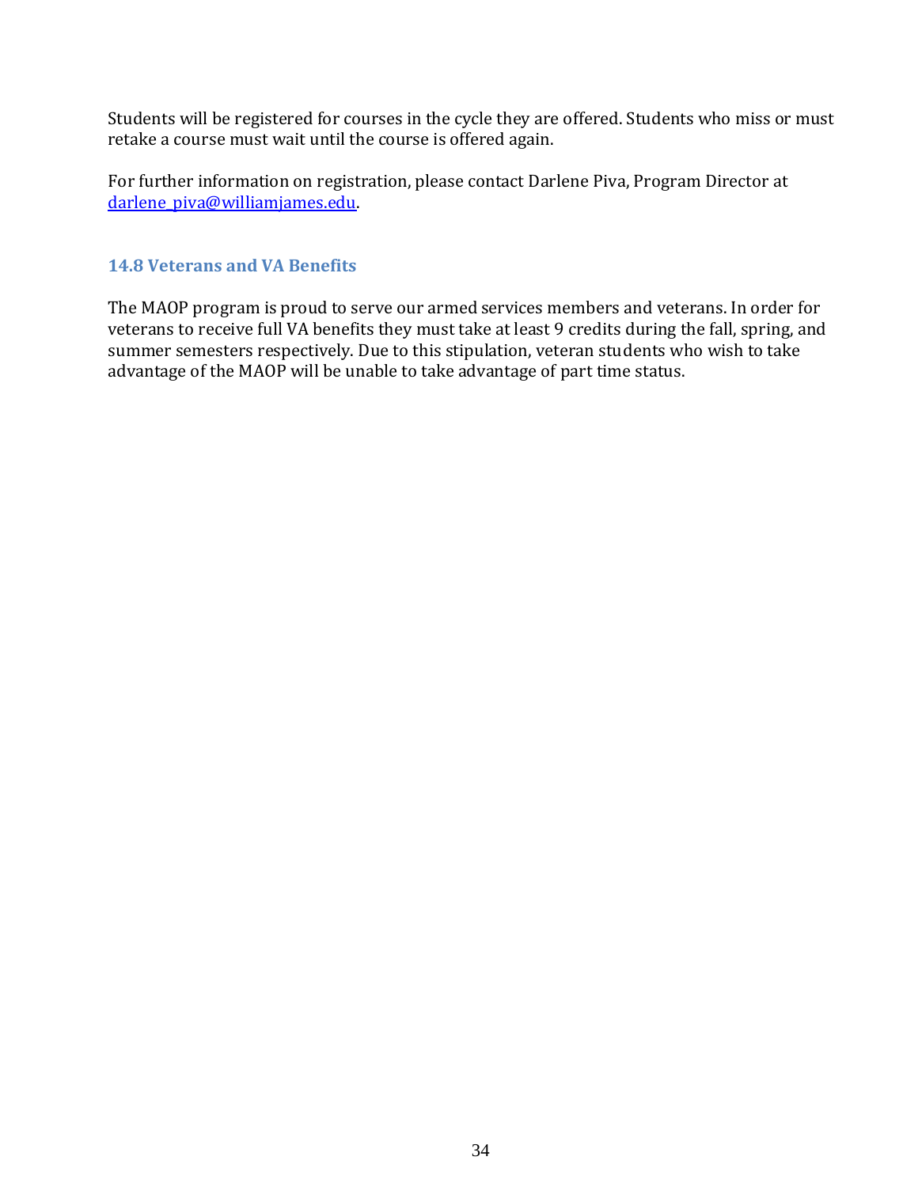Students will be registered for courses in the cycle they are offered. Students who miss or must retake a course must wait until the course is offered again.

For further information on registration, please contact Darlene Piva, Program Director at [darlene_piva@williamjames.edu](mailto:darlene_piva@williamjames.edu).

### 14.8 Veterans and VA Benefits

The MAOP program is proud to serve our armed services members and veterans. In order for veterans to receive full VA benefits they must take at least 9 credits during the fall, spring, and summer semesters respectively. Due to this stipulation, veteran students who wish to take advantage of the MAOP will be unable to take advantage of part time status.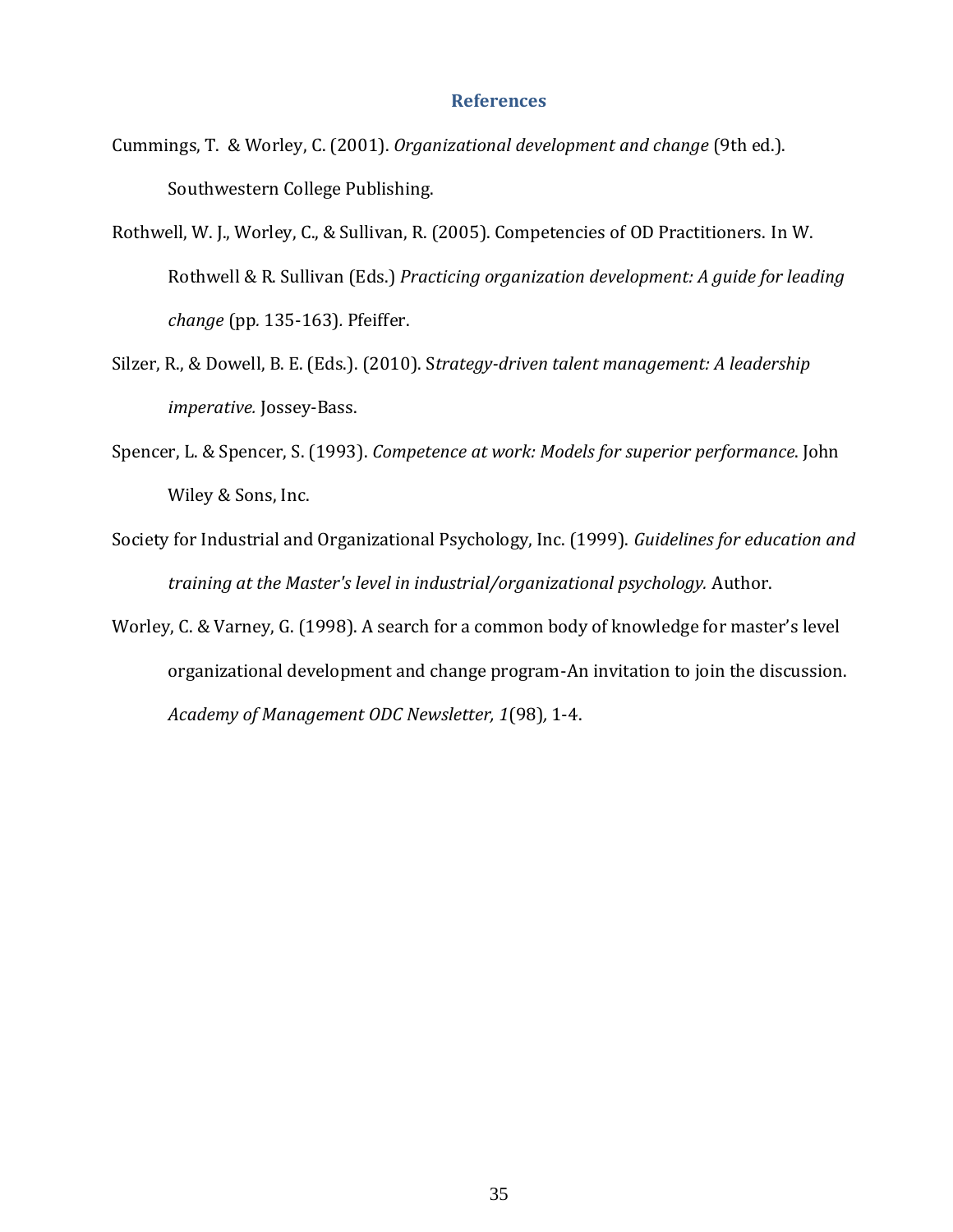# References

Cummings, T.  & Worley, C. (2001). *Organizational development and change* (9th ed.). Southwestern College Publishing.

Rothwell, W. J., Worley, C., & Sullivan, R. (2005). Competencies of OD Practitioners. In W. Rothwell & R. Sullivan (Eds.) *Practicing organization development: A guide for leading change* (pp. 135-163). Pfeiffer.

Silzer, R., & Dowell, B. E. (Eds.). (2010). S*trategy-driven talent management: A leadership imperative.* Jossey-Bass.

Spencer, L. & Spencer, S. (1993). *Competence at work: Models for superior performance*. John Wiley & Sons, Inc.

Society for Industrial and Organizational Psychology, Inc. (1999). *Guidelines for education and training at the Master's level in industrial/organizational psychology.* Author.

Worley, C. & Varney, G. (1998). A search for a common body of knowledge for master's level organizational development and change program-An invitation to join the discussion. *Academy of Management ODC Newsletter, 1*(98), 1-4.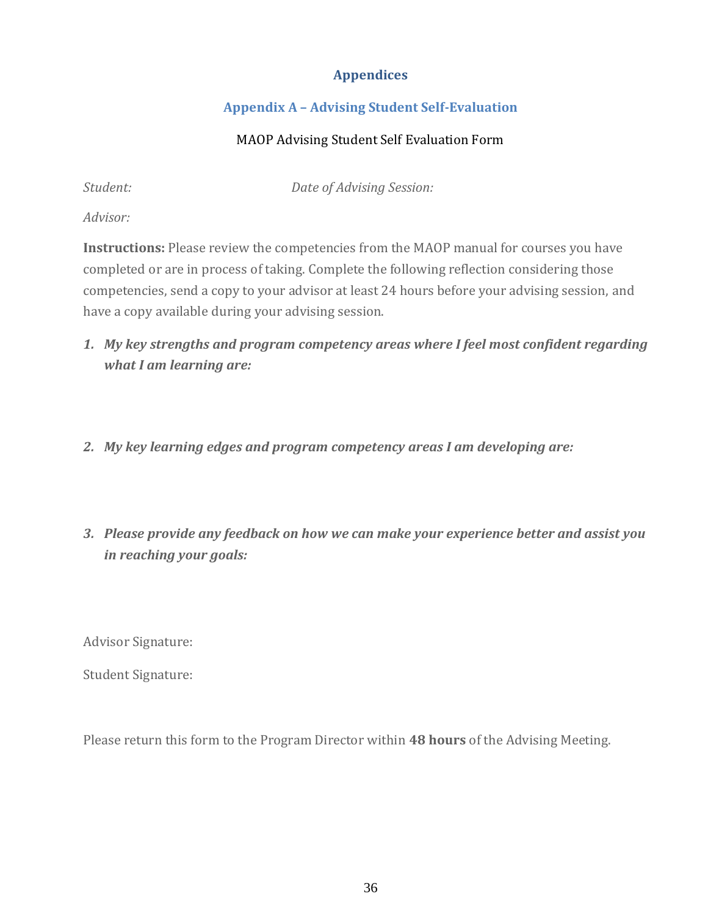# Appendices

## Appendix A – Advising Student Self-Evaluation

MAOP Advising Student Self Evaluation Form

*Student:* *Date of Advising Session:*

*Advisor:*

**Instructions:** Please review the competencies from the MAOP manual for courses you have completed or are in process of taking. Complete the following reflection considering those competencies, send a copy to your advisor at least 24 hours before your advising session, and have a copy available during your advising session.

1. ***My key strengths and program competency areas where I feel most confident regarding what I am learning are:***

2. ***My key learning edges and program competency areas I am developing are:***

3. ***Please provide any feedback on how we can make your experience better and assist you in reaching your goals:***

Advisor Signature:

Student Signature:

Please return this form to the Program Director within **48 hours** of the Advising Meeting.